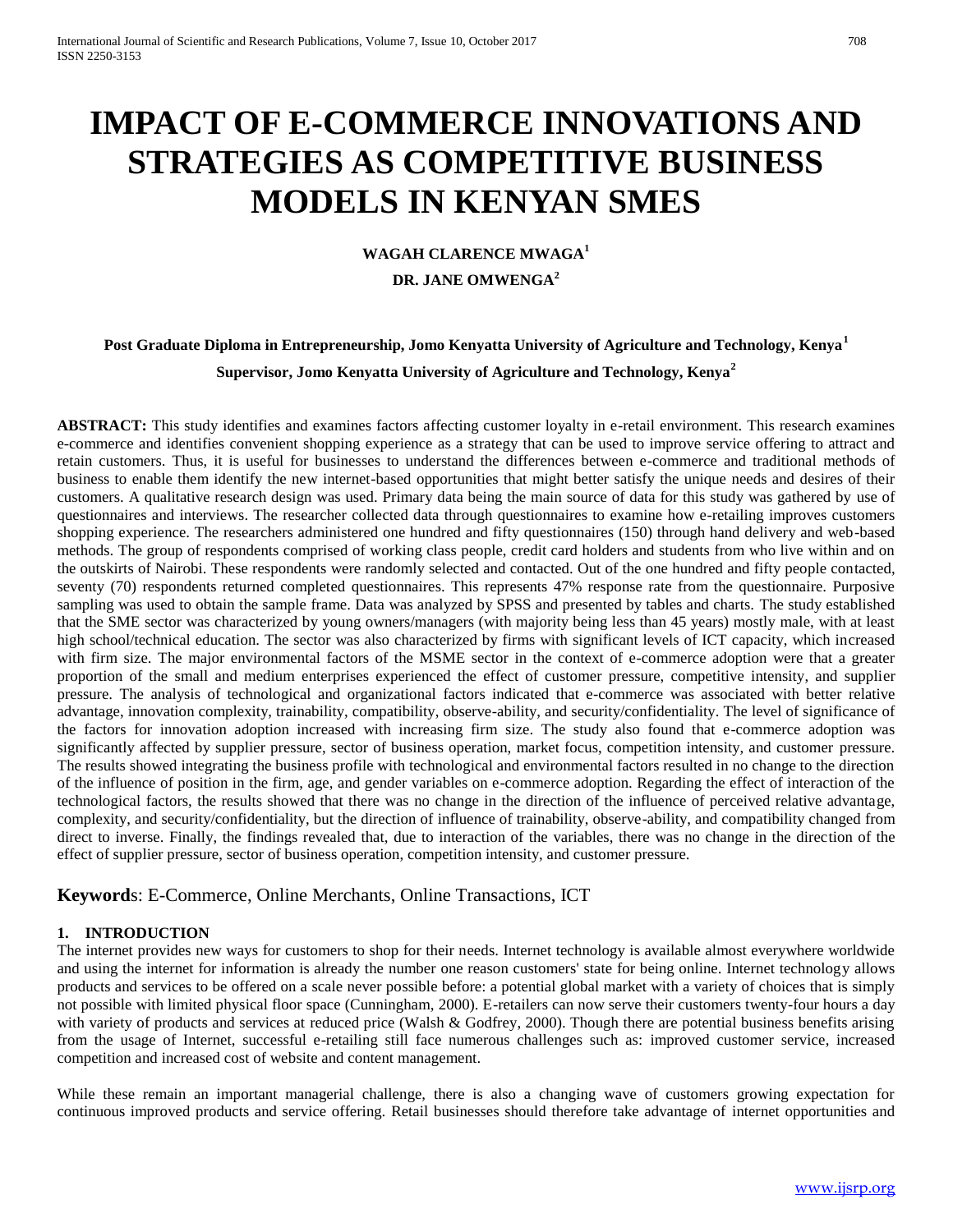# IMPACT OF E-COMMERCE INNOVATIONS AND STRATEGIES AS COMPETITIVE BUSINESS MODELS IN KENYAN SMES

**WAGAH CLARENCE MWAGA[1]**

**DR. JANE OMWENGA[2]**

**Post Graduate Diploma in Entrepreneurship, Jomo Kenyatta University of Agriculture and Technology, Kenya[1]**

**Supervisor, Jomo Kenyatta University of Agriculture and Technology, Kenya[2]**

**ABSTRACT:** This study identifies and examines factors affecting customer loyalty in e-retail environment. This research examines e-commerce and identifies convenient shopping experience as a strategy that can be used to improve service offering to attract and retain customers. Thus, it is useful for businesses to understand the differences between e-commerce and traditional methods of business to enable them identify the new internet-based opportunities that might better satisfy the unique needs and desires of their customers. A qualitative research design was used. Primary data being the main source of data for this study was gathered by use of questionnaires and interviews. The researcher collected data through questionnaires to examine how e-retailing improves customers shopping experience. The researchers administered one hundred and fifty questionnaires (150) through hand delivery and web-based methods. The group of respondents comprised of working class people, credit card holders and students from who live within and on the outskirts of Nairobi. These respondents were randomly selected and contacted. Out of the one hundred and fifty people contacted, seventy (70) respondents returned completed questionnaires. This represents 47% response rate from the questionnaire. Purposive sampling was used to obtain the sample frame. Data was analyzed by SPSS and presented by tables and charts. The study established that the SME sector was characterized by young owners/managers (with majority being less than 45 years) mostly male, with at least high school/technical education. The sector was also characterized by firms with significant levels of ICT capacity, which increased with firm size. The major environmental factors of the MSME sector in the context of e-commerce adoption were that a greater proportion of the small and medium enterprises experienced the effect of customer pressure, competitive intensity, and supplier pressure. The analysis of technological and organizational factors indicated that e-commerce was associated with better relative advantage, innovation complexity, trainability, compatibility, observe-ability, and security/confidentiality. The level of significance of the factors for innovation adoption increased with increasing firm size. The study also found that e-commerce adoption was significantly affected by supplier pressure, sector of business operation, market focus, competition intensity, and customer pressure. The results showed integrating the business profile with technological and environmental factors resulted in no change to the direction of the influence of position in the firm, age, and gender variables on e-commerce adoption. Regarding the effect of interaction of the technological factors, the results showed that there was no change in the direction of the influence of perceived relative advantage, complexity, and security/confidentiality, but the direction of influence of trainability, observe-ability, and compatibility changed from direct to inverse. Finally, the findings revealed that, due to interaction of the variables, there was no change in the direction of the effect of supplier pressure, sector of business operation, competition intensity, and customer pressure.

**Keywords**: E-Commerce, Online Merchants, Online Transactions, ICT

## 1. INTRODUCTION

The internet provides new ways for customers to shop for their needs. Internet technology is available almost everywhere worldwide and using the internet for information is already the number one reason customers' state for being online. Internet technology allows products and services to be offered on a scale never possible before: a potential global market with a variety of choices that is simply not possible with limited physical floor space (Cunningham, 2000). E-retailers can now serve their customers twenty-four hours a day with variety of products and services at reduced price (Walsh & Godfrey, 2000). Though there are potential business benefits arising from the usage of Internet, successful e-retailing still face numerous challenges such as: improved customer service, increased competition and increased cost of website and content management.

While these remain an important managerial challenge, there is also a changing wave of customers growing expectation for continuous improved products and service offering. Retail businesses should therefore take advantage of internet opportunities and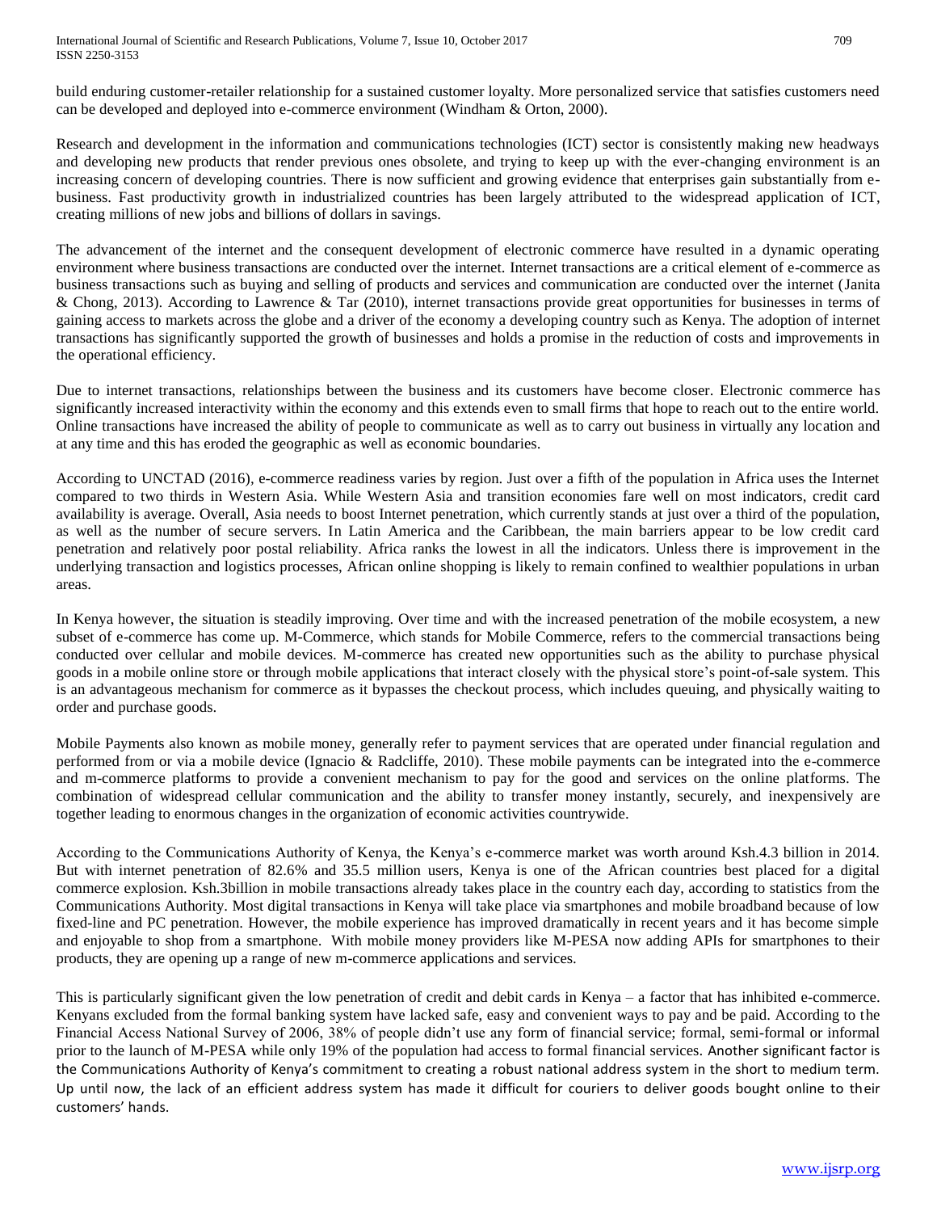build enduring customer-retailer relationship for a sustained customer loyalty. More personalized service that satisfies customers need can be developed and deployed into e-commerce environment (Windham & Orton, 2000).

Research and development in the information and communications technologies (ICT) sector is consistently making new headways and developing new products that render previous ones obsolete, and trying to keep up with the ever-changing environment is an increasing concern of developing countries. There is now sufficient and growing evidence that enterprises gain substantially from e-business. Fast productivity growth in industrialized countries has been largely attributed to the widespread application of ICT, creating millions of new jobs and billions of dollars in savings.

The advancement of the internet and the consequent development of electronic commerce have resulted in a dynamic operating environment where business transactions are conducted over the internet. Internet transactions are a critical element of e-commerce as business transactions such as buying and selling of products and services and communication are conducted over the internet (Janita & Chong, 2013). According to Lawrence & Tar (2010), internet transactions provide great opportunities for businesses in terms of gaining access to markets across the globe and a driver of the economy a developing country such as Kenya. The adoption of internet transactions has significantly supported the growth of businesses and holds a promise in the reduction of costs and improvements in the operational efficiency.

Due to internet transactions, relationships between the business and its customers have become closer. Electronic commerce has significantly increased interactivity within the economy and this extends even to small firms that hope to reach out to the entire world. Online transactions have increased the ability of people to communicate as well as to carry out business in virtually any location and at any time and this has eroded the geographic as well as economic boundaries.

According to UNCTAD (2016), e-commerce readiness varies by region. Just over a fifth of the population in Africa uses the Internet compared to two thirds in Western Asia. While Western Asia and transition economies fare well on most indicators, credit card availability is average. Overall, Asia needs to boost Internet penetration, which currently stands at just over a third of the population, as well as the number of secure servers. In Latin America and the Caribbean, the main barriers appear to be low credit card penetration and relatively poor postal reliability. Africa ranks the lowest in all the indicators. Unless there is improvement in the underlying transaction and logistics processes, African online shopping is likely to remain confined to wealthier populations in urban areas.

In Kenya however, the situation is steadily improving. Over time and with the increased penetration of the mobile ecosystem, a new subset of e-commerce has come up. M-Commerce, which stands for Mobile Commerce, refers to the commercial transactions being conducted over cellular and mobile devices. M-commerce has created new opportunities such as the ability to purchase physical goods in a mobile online store or through mobile applications that interact closely with the physical store's point-of-sale system. This is an advantageous mechanism for commerce as it bypasses the checkout process, which includes queuing, and physically waiting to order and purchase goods.

Mobile Payments also known as mobile money, generally refer to payment services that are operated under financial regulation and performed from or via a mobile device (Ignacio & Radcliffe, 2010). These mobile payments can be integrated into the e-commerce and m-commerce platforms to provide a convenient mechanism to pay for the good and services on the online platforms. The combination of widespread cellular communication and the ability to transfer money instantly, securely, and inexpensively are together leading to enormous changes in the organization of economic activities countrywide.

According to the Communications Authority of Kenya, the Kenya's e-commerce market was worth around Ksh.4.3 billion in 2014. But with internet penetration of 82.6% and 35.5 million users, Kenya is one of the African countries best placed for a digital commerce explosion. Ksh.3billion in mobile transactions already takes place in the country each day, according to statistics from the Communications Authority. Most digital transactions in Kenya will take place via smartphones and mobile broadband because of low fixed-line and PC penetration. However, the mobile experience has improved dramatically in recent years and it has become simple and enjoyable to shop from a smartphone. With mobile money providers like M-PESA now adding APIs for smartphones to their products, they are opening up a range of new m-commerce applications and services.

This is particularly significant given the low penetration of credit and debit cards in Kenya – a factor that has inhibited e-commerce. Kenyans excluded from the formal banking system have lacked safe, easy and convenient ways to pay and be paid. According to the Financial Access National Survey of 2006, 38% of people didn't use any form of financial service; formal, semi-formal or informal prior to the launch of M-PESA while only 19% of the population had access to formal financial services. Another significant factor is the Communications Authority of Kenya's commitment to creating a robust national address system in the short to medium term. Up until now, the lack of an efficient address system has made it difficult for couriers to deliver goods bought online to their customers' hands.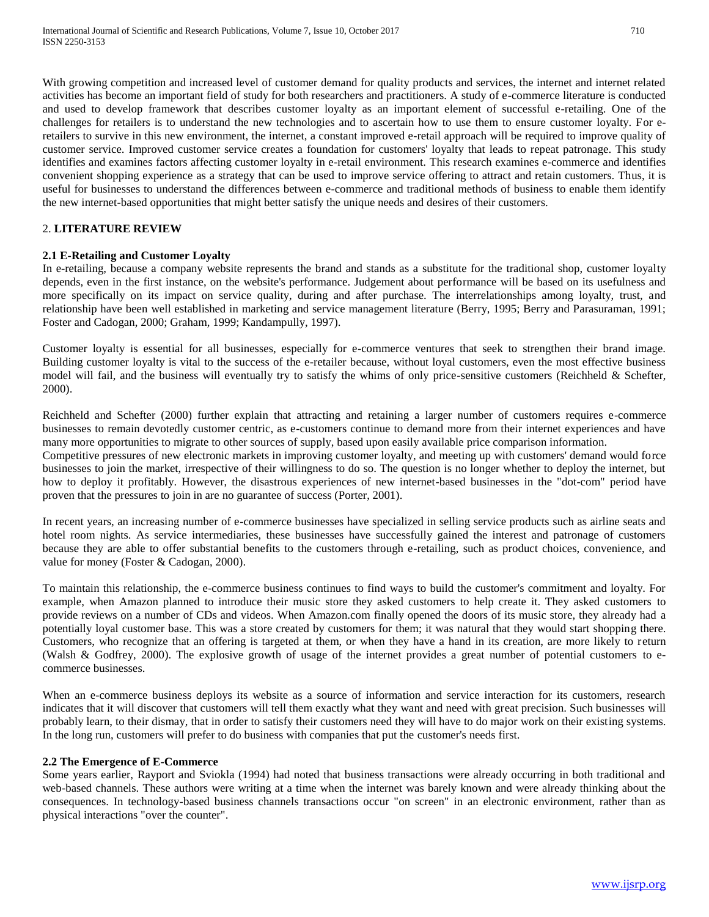With growing competition and increased level of customer demand for quality products and services, the internet and internet related activities has become an important field of study for both researchers and practitioners. A study of e-commerce literature is conducted and used to develop framework that describes customer loyalty as an important element of successful e-retailing. One of the challenges for retailers is to understand the new technologies and to ascertain how to use them to ensure customer loyalty. For e-retailers to survive in this new environment, the internet, a constant improved e-retail approach will be required to improve quality of customer service. Improved customer service creates a foundation for customers' loyalty that leads to repeat patronage. This study identifies and examines factors affecting customer loyalty in e-retail environment. This research examines e-commerce and identifies convenient shopping experience as a strategy that can be used to improve service offering to attract and retain customers. Thus, it is useful for businesses to understand the differences between e-commerce and traditional methods of business to enable them identify the new internet-based opportunities that might better satisfy the unique needs and desires of their customers.

## 2. **LITERATURE REVIEW**

### 2.1 E-Retailing and Customer Loyalty

In e-retailing, because a company website represents the brand and stands as a substitute for the traditional shop, customer loyalty depends, even in the first instance, on the website's performance. Judgement about performance will be based on its usefulness and more specifically on its impact on service quality, during and after purchase. The interrelationships among loyalty, trust, and relationship have been well established in marketing and service management literature (Berry, 1995; Berry and Parasuraman, 1991; Foster and Cadogan, 2000; Graham, 1999; Kandampully, 1997).

Customer loyalty is essential for all businesses, especially for e-commerce ventures that seek to strengthen their brand image. Building customer loyalty is vital to the success of the e-retailer because, without loyal customers, even the most effective business model will fail, and the business will eventually try to satisfy the whims of only price-sensitive customers (Reichheld & Schefter, 2000).

Reichheld and Schefter (2000) further explain that attracting and retaining a larger number of customers requires e-commerce businesses to remain devotedly customer centric, as e-customers continue to demand more from their internet experiences and have many more opportunities to migrate to other sources of supply, based upon easily available price comparison information.
Competitive pressures of new electronic markets in improving customer loyalty, and meeting up with customers' demand would force businesses to join the market, irrespective of their willingness to do so. The question is no longer whether to deploy the internet, but how to deploy it profitably. However, the disastrous experiences of new internet-based businesses in the "dot-com" period have proven that the pressures to join in are no guarantee of success (Porter, 2001).

In recent years, an increasing number of e-commerce businesses have specialized in selling service products such as airline seats and hotel room nights. As service intermediaries, these businesses have successfully gained the interest and patronage of customers because they are able to offer substantial benefits to the customers through e-retailing, such as product choices, convenience, and value for money (Foster & Cadogan, 2000).

To maintain this relationship, the e-commerce business continues to find ways to build the customer's commitment and loyalty. For example, when Amazon planned to introduce their music store they asked customers to help create it. They asked customers to provide reviews on a number of CDs and videos. When Amazon.com finally opened the doors of its music store, they already had a potentially loyal customer base. This was a store created by customers for them; it was natural that they would start shopping there. Customers, who recognize that an offering is targeted at them, or when they have a hand in its creation, are more likely to return (Walsh & Godfrey, 2000). The explosive growth of usage of the internet provides a great number of potential customers to e-commerce businesses.

When an e-commerce business deploys its website as a source of information and service interaction for its customers, research indicates that it will discover that customers will tell them exactly what they want and need with great precision. Such businesses will probably learn, to their dismay, that in order to satisfy their customers need they will have to do major work on their existing systems. In the long run, customers will prefer to do business with companies that put the customer's needs first.

### 2.2 The Emergence of E-Commerce

Some years earlier, Rayport and Sviokla (1994) had noted that business transactions were already occurring in both traditional and web-based channels. These authors were writing at a time when the internet was barely known and were already thinking about the consequences. In technology-based business channels transactions occur "on screen" in an electronic environment, rather than as physical interactions "over the counter".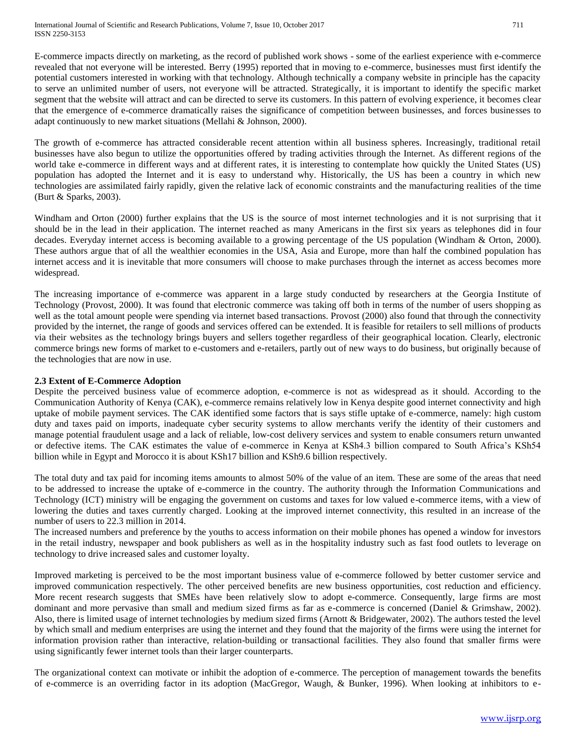E-commerce impacts directly on marketing, as the record of published work shows - some of the earliest experience with e-commerce revealed that not everyone will be interested. Berry (1995) reported that in moving to e-commerce, businesses must first identify the potential customers interested in working with that technology. Although technically a company website in principle has the capacity to serve an unlimited number of users, not everyone will be attracted. Strategically, it is important to identify the specific market segment that the website will attract and can be directed to serve its customers. In this pattern of evolving experience, it becomes clear that the emergence of e-commerce dramatically raises the significance of competition between businesses, and forces businesses to adapt continuously to new market situations (Mellahi & Johnson, 2000).

The growth of e-commerce has attracted considerable recent attention within all business spheres. Increasingly, traditional retail businesses have also begun to utilize the opportunities offered by trading activities through the Internet. As different regions of the world take e-commerce in different ways and at different rates, it is interesting to contemplate how quickly the United States (US) population has adopted the Internet and it is easy to understand why. Historically, the US has been a country in which new technologies are assimilated fairly rapidly, given the relative lack of economic constraints and the manufacturing realities of the time (Burt & Sparks, 2003).

Windham and Orton (2000) further explains that the US is the source of most internet technologies and it is not surprising that it should be in the lead in their application. The internet reached as many Americans in the first six years as telephones did in four decades. Everyday internet access is becoming available to a growing percentage of the US population (Windham & Orton, 2000). These authors argue that of all the wealthier economies in the USA, Asia and Europe, more than half the combined population has internet access and it is inevitable that more consumers will choose to make purchases through the internet as access becomes more widespread.

The increasing importance of e-commerce was apparent in a large study conducted by researchers at the Georgia Institute of Technology (Provost, 2000). It was found that electronic commerce was taking off both in terms of the number of users shopping as well as the total amount people were spending via internet based transactions. Provost (2000) also found that through the connectivity provided by the internet, the range of goods and services offered can be extended. It is feasible for retailers to sell millions of products via their websites as the technology brings buyers and sellers together regardless of their geographical location. Clearly, electronic commerce brings new forms of market to e-customers and e-retailers, partly out of new ways to do business, but originally because of the technologies that are now in use.

### 2.3 Extent of E-Commerce Adoption

Despite the perceived business value of ecommerce adoption, e-commerce is not as widespread as it should. According to the Communication Authority of Kenya (CAK), e-commerce remains relatively low in Kenya despite good internet connectivity and high uptake of mobile payment services. The CAK identified some factors that is says stifle uptake of e-commerce, namely: high custom duty and taxes paid on imports, inadequate cyber security systems to allow merchants verify the identity of their customers and manage potential fraudulent usage and a lack of reliable, low-cost delivery services and system to enable consumers return unwanted or defective items. The CAK estimates the value of e-commerce in Kenya at KSh4.3 billion compared to South Africa's KSh54 billion while in Egypt and Morocco it is about KSh17 billion and KSh9.6 billion respectively.

The total duty and tax paid for incoming items amounts to almost 50% of the value of an item. These are some of the areas that need to be addressed to increase the uptake of e-commerce in the country. The authority through the Information Communications and Technology (ICT) ministry will be engaging the government on customs and taxes for low valued e-commerce items, with a view of lowering the duties and taxes currently charged. Looking at the improved internet connectivity, this resulted in an increase of the number of users to 22.3 million in 2014.

The increased numbers and preference by the youths to access information on their mobile phones has opened a window for investors in the retail industry, newspaper and book publishers as well as in the hospitality industry such as fast food outlets to leverage on technology to drive increased sales and customer loyalty.

Improved marketing is perceived to be the most important business value of e-commerce followed by better customer service and improved communication respectively. The other perceived benefits are new business opportunities, cost reduction and efficiency. More recent research suggests that SMEs have been relatively slow to adopt e-commerce. Consequently, large firms are most dominant and more pervasive than small and medium sized firms as far as e-commerce is concerned (Daniel & Grimshaw, 2002). Also, there is limited usage of internet technologies by medium sized firms (Arnott & Bridgewater, 2002). The authors tested the level by which small and medium enterprises are using the internet and they found that the majority of the firms were using the internet for information provision rather than interactive, relation-building or transactional facilities. They also found that smaller firms were using significantly fewer internet tools than their larger counterparts.

The organizational context can motivate or inhibit the adoption of e-commerce. The perception of management towards the benefits of e-commerce is an overriding factor in its adoption (MacGregor, Waugh, & Bunker, 1996). When looking at inhibitors to e-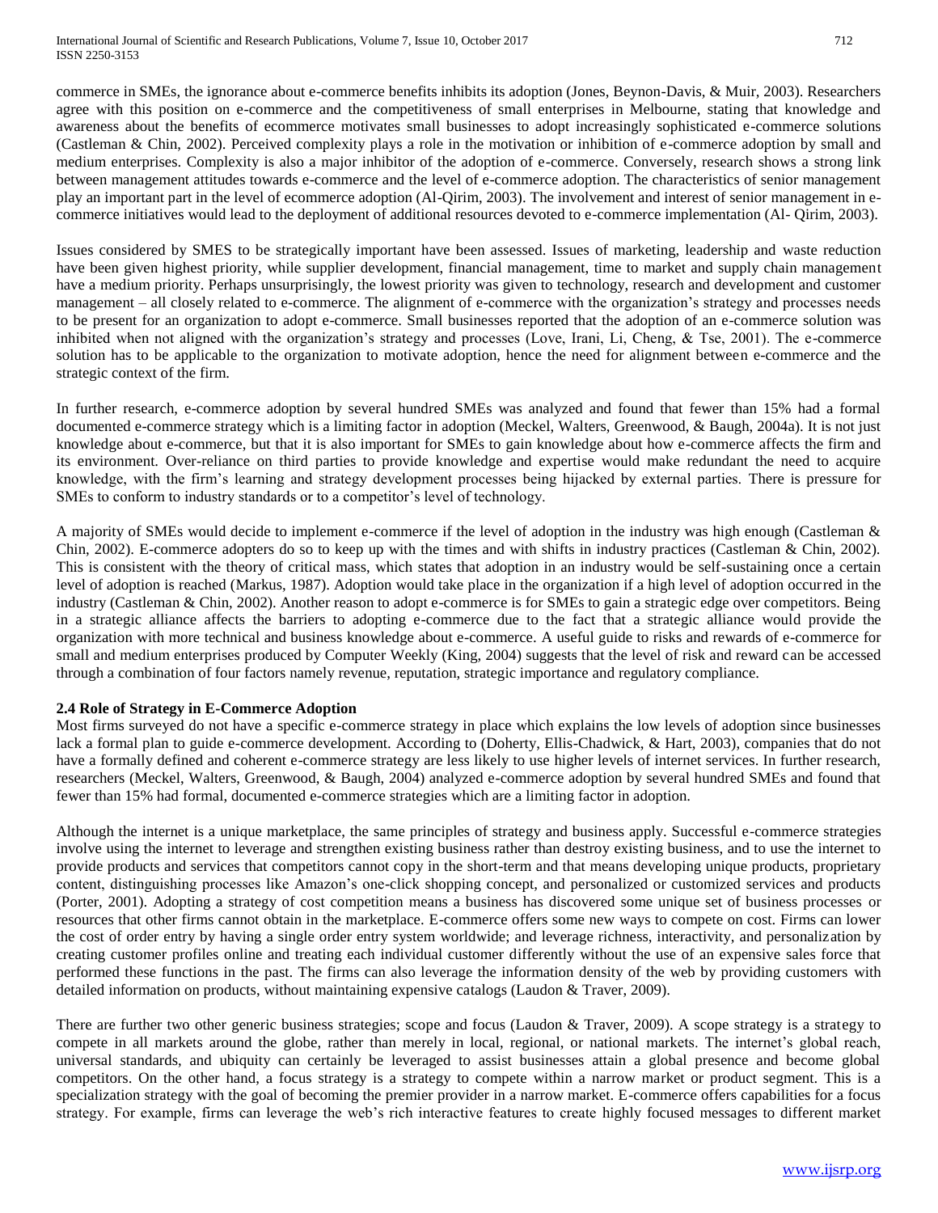commerce in SMEs, the ignorance about e-commerce benefits inhibits its adoption (Jones, Beynon-Davis, & Muir, 2003). Researchers agree with this position on e-commerce and the competitiveness of small enterprises in Melbourne, stating that knowledge and awareness about the benefits of ecommerce motivates small businesses to adopt increasingly sophisticated e-commerce solutions (Castleman & Chin, 2002). Perceived complexity plays a role in the motivation or inhibition of e-commerce adoption by small and medium enterprises. Complexity is also a major inhibitor of the adoption of e-commerce. Conversely, research shows a strong link between management attitudes towards e-commerce and the level of e-commerce adoption. The characteristics of senior management play an important part in the level of ecommerce adoption (Al-Qirim, 2003). The involvement and interest of senior management in e-commerce initiatives would lead to the deployment of additional resources devoted to e-commerce implementation (Al- Qirim, 2003).

Issues considered by SMES to be strategically important have been assessed. Issues of marketing, leadership and waste reduction have been given highest priority, while supplier development, financial management, time to market and supply chain management have a medium priority. Perhaps unsurprisingly, the lowest priority was given to technology, research and development and customer management – all closely related to e-commerce. The alignment of e-commerce with the organization's strategy and processes needs to be present for an organization to adopt e-commerce. Small businesses reported that the adoption of an e-commerce solution was inhibited when not aligned with the organization's strategy and processes (Love, Irani, Li, Cheng, & Tse, 2001). The e-commerce solution has to be applicable to the organization to motivate adoption, hence the need for alignment between e-commerce and the strategic context of the firm.

In further research, e-commerce adoption by several hundred SMEs was analyzed and found that fewer than 15% had a formal documented e-commerce strategy which is a limiting factor in adoption (Meckel, Walters, Greenwood, & Baugh, 2004a). It is not just knowledge about e-commerce, but that it is also important for SMEs to gain knowledge about how e-commerce affects the firm and its environment. Over-reliance on third parties to provide knowledge and expertise would make redundant the need to acquire knowledge, with the firm's learning and strategy development processes being hijacked by external parties. There is pressure for SMEs to conform to industry standards or to a competitor's level of technology.

A majority of SMEs would decide to implement e-commerce if the level of adoption in the industry was high enough (Castleman & Chin, 2002). E-commerce adopters do so to keep up with the times and with shifts in industry practices (Castleman & Chin, 2002). This is consistent with the theory of critical mass, which states that adoption in an industry would be self-sustaining once a certain level of adoption is reached (Markus, 1987). Adoption would take place in the organization if a high level of adoption occurred in the industry (Castleman & Chin, 2002). Another reason to adopt e-commerce is for SMEs to gain a strategic edge over competitors. Being in a strategic alliance affects the barriers to adopting e-commerce due to the fact that a strategic alliance would provide the organization with more technical and business knowledge about e-commerce. A useful guide to risks and rewards of e-commerce for small and medium enterprises produced by Computer Weekly (King, 2004) suggests that the level of risk and reward can be accessed through a combination of four factors namely revenue, reputation, strategic importance and regulatory compliance.

### 2.4 Role of Strategy in E-Commerce Adoption

Most firms surveyed do not have a specific e-commerce strategy in place which explains the low levels of adoption since businesses lack a formal plan to guide e-commerce development. According to (Doherty, Ellis-Chadwick, & Hart, 2003), companies that do not have a formally defined and coherent e-commerce strategy are less likely to use higher levels of internet services. In further research, researchers (Meckel, Walters, Greenwood, & Baugh, 2004) analyzed e-commerce adoption by several hundred SMEs and found that fewer than 15% had formal, documented e-commerce strategies which are a limiting factor in adoption.

Although the internet is a unique marketplace, the same principles of strategy and business apply. Successful e-commerce strategies involve using the internet to leverage and strengthen existing business rather than destroy existing business, and to use the internet to provide products and services that competitors cannot copy in the short-term and that means developing unique products, proprietary content, distinguishing processes like Amazon's one-click shopping concept, and personalized or customized services and products (Porter, 2001). Adopting a strategy of cost competition means a business has discovered some unique set of business processes or resources that other firms cannot obtain in the marketplace. E-commerce offers some new ways to compete on cost. Firms can lower the cost of order entry by having a single order entry system worldwide; and leverage richness, interactivity, and personalization by creating customer profiles online and treating each individual customer differently without the use of an expensive sales force that performed these functions in the past. The firms can also leverage the information density of the web by providing customers with detailed information on products, without maintaining expensive catalogs (Laudon & Traver, 2009).

There are further two other generic business strategies; scope and focus (Laudon & Traver, 2009). A scope strategy is a strategy to compete in all markets around the globe, rather than merely in local, regional, or national markets. The internet's global reach, universal standards, and ubiquity can certainly be leveraged to assist businesses attain a global presence and become global competitors. On the other hand, a focus strategy is a strategy to compete within a narrow market or product segment. This is a specialization strategy with the goal of becoming the premier provider in a narrow market. E-commerce offers capabilities for a focus strategy. For example, firms can leverage the web's rich interactive features to create highly focused messages to different market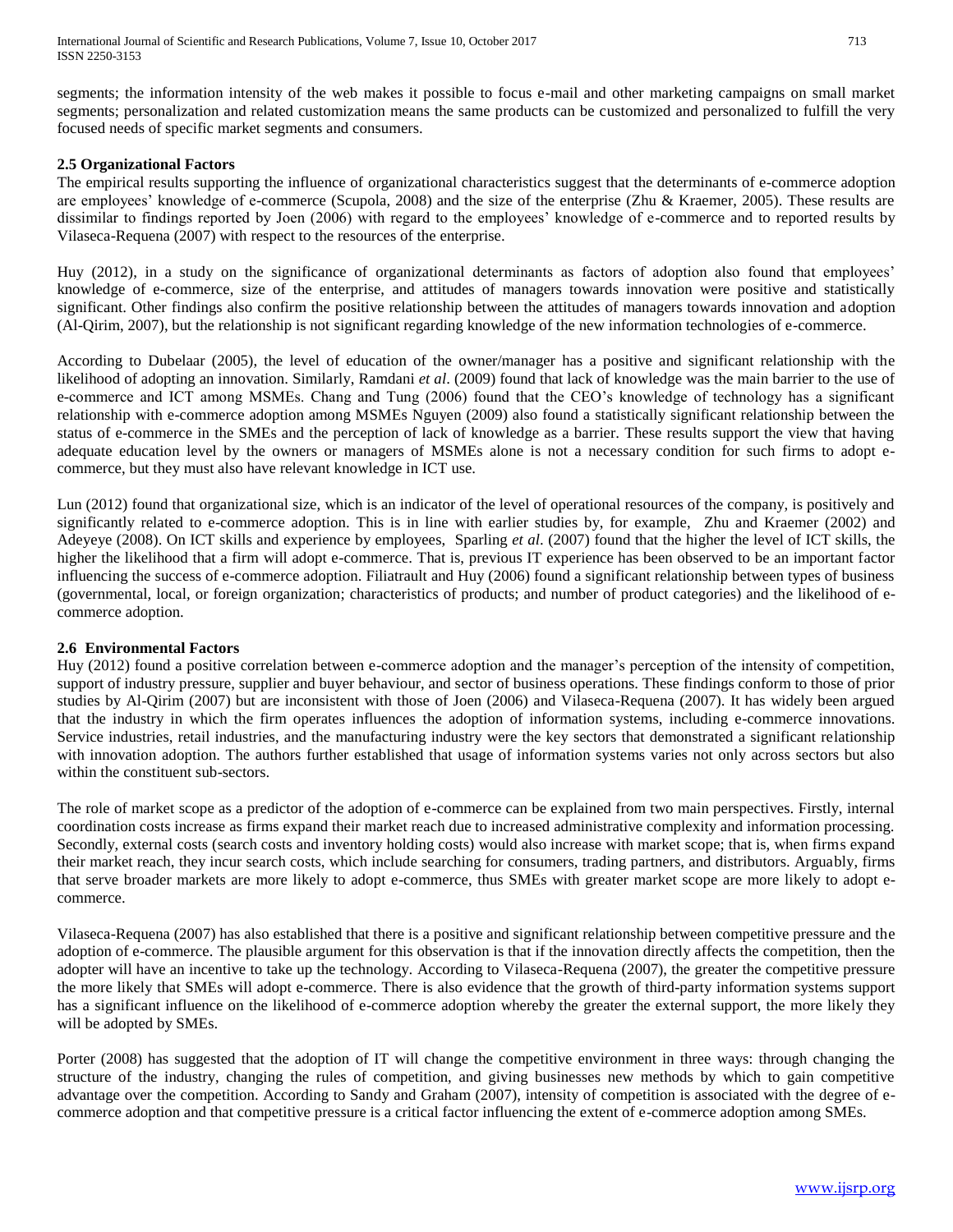segments; the information intensity of the web makes it possible to focus e-mail and other marketing campaigns on small market segments; personalization and related customization means the same products can be customized and personalized to fulfill the very focused needs of specific market segments and consumers.

## 2.5 Organizational Factors

The empirical results supporting the influence of organizational characteristics suggest that the determinants of e-commerce adoption are employees' knowledge of e-commerce (Scupola, 2008) and the size of the enterprise (Zhu & Kraemer, 2005). These results are dissimilar to findings reported by Joen (2006) with regard to the employees' knowledge of e-commerce and to reported results by Vilaseca-Requena (2007) with respect to the resources of the enterprise.

Huy (2012), in a study on the significance of organizational determinants as factors of adoption also found that employees' knowledge of e-commerce, size of the enterprise, and attitudes of managers towards innovation were positive and statistically significant. Other findings also confirm the positive relationship between the attitudes of managers towards innovation and adoption (Al-Qirim, 2007), but the relationship is not significant regarding knowledge of the new information technologies of e-commerce.

According to Dubelaar (2005), the level of education of the owner/manager has a positive and significant relationship with the likelihood of adopting an innovation. Similarly, Ramdani *et al*. (2009) found that lack of knowledge was the main barrier to the use of e-commerce and ICT among MSMEs. Chang and Tung (2006) found that the CEO's knowledge of technology has a significant relationship with e-commerce adoption among MSMEs Nguyen (2009) also found a statistically significant relationship between the status of e-commerce in the SMEs and the perception of lack of knowledge as a barrier. These results support the view that having adequate education level by the owners or managers of MSMEs alone is not a necessary condition for such firms to adopt e-commerce, but they must also have relevant knowledge in ICT use.

Lun (2012) found that organizational size, which is an indicator of the level of operational resources of the company, is positively and significantly related to e-commerce adoption. This is in line with earlier studies by, for example, Zhu and Kraemer (2002) and Adeyeye (2008). On ICT skills and experience by employees, Sparling *et al*. (2007) found that the higher the level of ICT skills, the higher the likelihood that a firm will adopt e-commerce. That is, previous IT experience has been observed to be an important factor influencing the success of e-commerce adoption. Filiatrault and Huy (2006) found a significant relationship between types of business (governmental, local, or foreign organization; characteristics of products; and number of product categories) and the likelihood of e-commerce adoption.

## 2.6 Environmental Factors

Huy (2012) found a positive correlation between e-commerce adoption and the manager's perception of the intensity of competition, support of industry pressure, supplier and buyer behaviour, and sector of business operations. These findings conform to those of prior studies by Al-Qirim (2007) but are inconsistent with those of Joen (2006) and Vilaseca-Requena (2007). It has widely been argued that the industry in which the firm operates influences the adoption of information systems, including e-commerce innovations. Service industries, retail industries, and the manufacturing industry were the key sectors that demonstrated a significant relationship with innovation adoption. The authors further established that usage of information systems varies not only across sectors but also within the constituent sub-sectors.

The role of market scope as a predictor of the adoption of e-commerce can be explained from two main perspectives. Firstly, internal coordination costs increase as firms expand their market reach due to increased administrative complexity and information processing. Secondly, external costs (search costs and inventory holding costs) would also increase with market scope; that is, when firms expand their market reach, they incur search costs, which include searching for consumers, trading partners, and distributors. Arguably, firms that serve broader markets are more likely to adopt e-commerce, thus SMEs with greater market scope are more likely to adopt e-commerce.

Vilaseca-Requena (2007) has also established that there is a positive and significant relationship between competitive pressure and the adoption of e-commerce. The plausible argument for this observation is that if the innovation directly affects the competition, then the adopter will have an incentive to take up the technology. According to Vilaseca-Requena (2007), the greater the competitive pressure the more likely that SMEs will adopt e-commerce. There is also evidence that the growth of third-party information systems support has a significant influence on the likelihood of e-commerce adoption whereby the greater the external support, the more likely they will be adopted by SMEs.

Porter (2008) has suggested that the adoption of IT will change the competitive environment in three ways: through changing the structure of the industry, changing the rules of competition, and giving businesses new methods by which to gain competitive advantage over the competition. According to Sandy and Graham (2007), intensity of competition is associated with the degree of e-commerce adoption and that competitive pressure is a critical factor influencing the extent of e-commerce adoption among SMEs.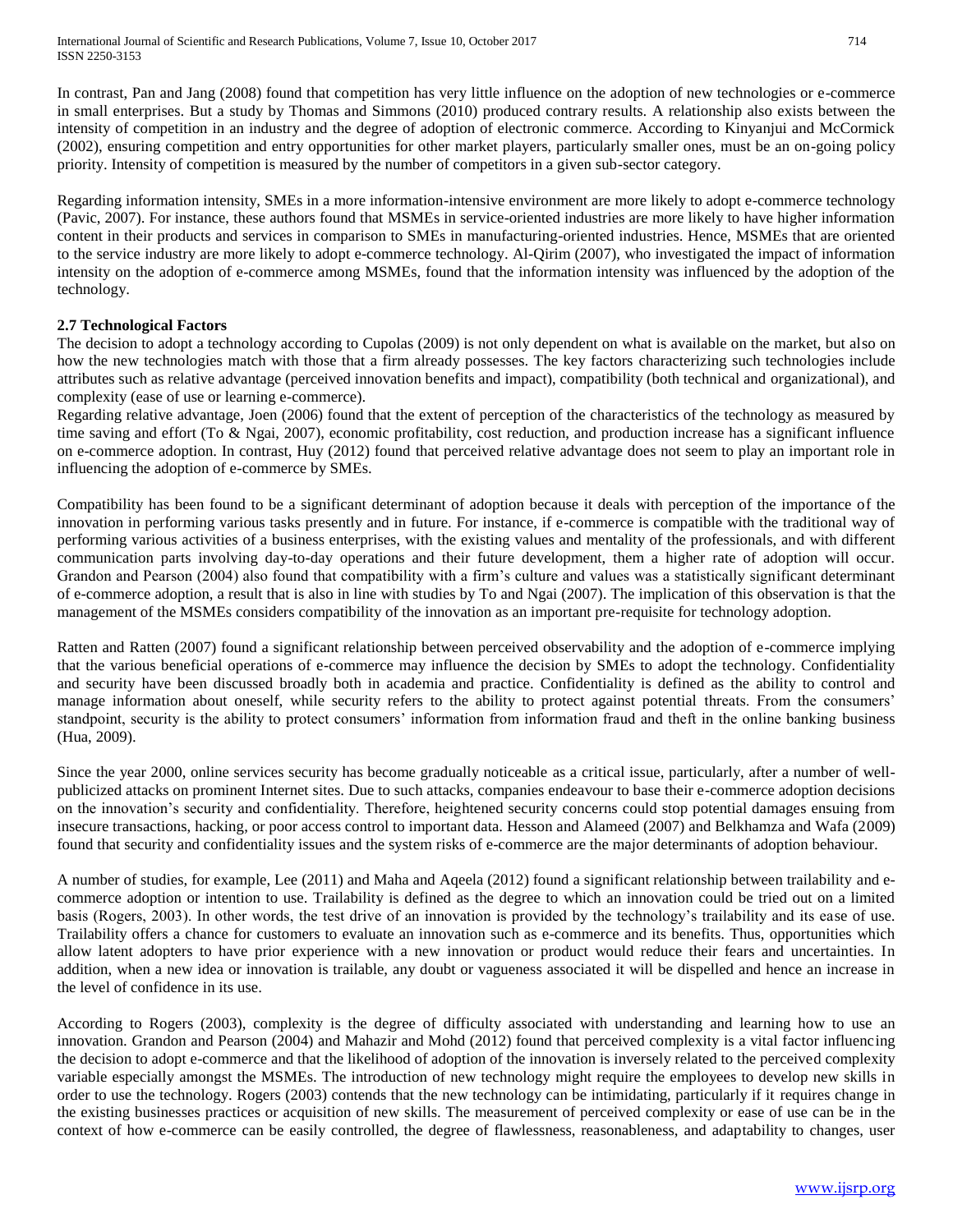In contrast, Pan and Jang (2008) found that competition has very little influence on the adoption of new technologies or e-commerce in small enterprises. But a study by Thomas and Simmons (2010) produced contrary results. A relationship also exists between the intensity of competition in an industry and the degree of adoption of electronic commerce. According to Kinyanjui and McCormick (2002), ensuring competition and entry opportunities for other market players, particularly smaller ones, must be an on-going policy priority. Intensity of competition is measured by the number of competitors in a given sub-sector category.

Regarding information intensity, SMEs in a more information-intensive environment are more likely to adopt e-commerce technology (Pavic, 2007). For instance, these authors found that MSMEs in service-oriented industries are more likely to have higher information content in their products and services in comparison to SMEs in manufacturing-oriented industries. Hence, MSMEs that are oriented to the service industry are more likely to adopt e-commerce technology. Al-Qirim (2007), who investigated the impact of information intensity on the adoption of e-commerce among MSMEs, found that the information intensity was influenced by the adoption of the technology.

### 2.7 Technological Factors

The decision to adopt a technology according to Cupolas (2009) is not only dependent on what is available on the market, but also on how the new technologies match with those that a firm already possesses. The key factors characterizing such technologies include attributes such as relative advantage (perceived innovation benefits and impact), compatibility (both technical and organizational), and complexity (ease of use or learning e-commerce).

Regarding relative advantage, Joen (2006) found that the extent of perception of the characteristics of the technology as measured by time saving and effort (To & Ngai, 2007), economic profitability, cost reduction, and production increase has a significant influence on e-commerce adoption. In contrast, Huy (2012) found that perceived relative advantage does not seem to play an important role in influencing the adoption of e-commerce by SMEs.

Compatibility has been found to be a significant determinant of adoption because it deals with perception of the importance of the innovation in performing various tasks presently and in future. For instance, if e-commerce is compatible with the traditional way of performing various activities of a business enterprises, with the existing values and mentality of the professionals, and with different communication parts involving day-to-day operations and their future development, them a higher rate of adoption will occur. Grandon and Pearson (2004) also found that compatibility with a firm's culture and values was a statistically significant determinant of e-commerce adoption, a result that is also in line with studies by To and Ngai (2007). The implication of this observation is that the management of the MSMEs considers compatibility of the innovation as an important pre-requisite for technology adoption.

Ratten and Ratten (2007) found a significant relationship between perceived observability and the adoption of e-commerce implying that the various beneficial operations of e-commerce may influence the decision by SMEs to adopt the technology. Confidentiality and security have been discussed broadly both in academia and practice. Confidentiality is defined as the ability to control and manage information about oneself, while security refers to the ability to protect against potential threats. From the consumers' standpoint, security is the ability to protect consumers' information from information fraud and theft in the online banking business (Hua, 2009).

Since the year 2000, online services security has become gradually noticeable as a critical issue, particularly, after a number of well-publicized attacks on prominent Internet sites. Due to such attacks, companies endeavour to base their e-commerce adoption decisions on the innovation's security and confidentiality. Therefore, heightened security concerns could stop potential damages ensuing from insecure transactions, hacking, or poor access control to important data. Hesson and Alameed (2007) and Belkhamza and Wafa (2009) found that security and confidentiality issues and the system risks of e-commerce are the major determinants of adoption behaviour.

A number of studies, for example, Lee (2011) and Maha and Aqeela (2012) found a significant relationship between trailability and e-commerce adoption or intention to use. Trailability is defined as the degree to which an innovation could be tried out on a limited basis (Rogers, 2003). In other words, the test drive of an innovation is provided by the technology's trailability and its ease of use. Trailability offers a chance for customers to evaluate an innovation such as e-commerce and its benefits. Thus, opportunities which allow latent adopters to have prior experience with a new innovation or product would reduce their fears and uncertainties. In addition, when a new idea or innovation is trailable, any doubt or vagueness associated it will be dispelled and hence an increase in the level of confidence in its use.

According to Rogers (2003), complexity is the degree of difficulty associated with understanding and learning how to use an innovation. Grandon and Pearson (2004) and Mahazir and Mohd (2012) found that perceived complexity is a vital factor influencing the decision to adopt e-commerce and that the likelihood of adoption of the innovation is inversely related to the perceived complexity variable especially amongst the MSMEs. The introduction of new technology might require the employees to develop new skills in order to use the technology. Rogers (2003) contends that the new technology can be intimidating, particularly if it requires change in the existing businesses practices or acquisition of new skills. The measurement of perceived complexity or ease of use can be in the context of how e-commerce can be easily controlled, the degree of flawlessness, reasonableness, and adaptability to changes, user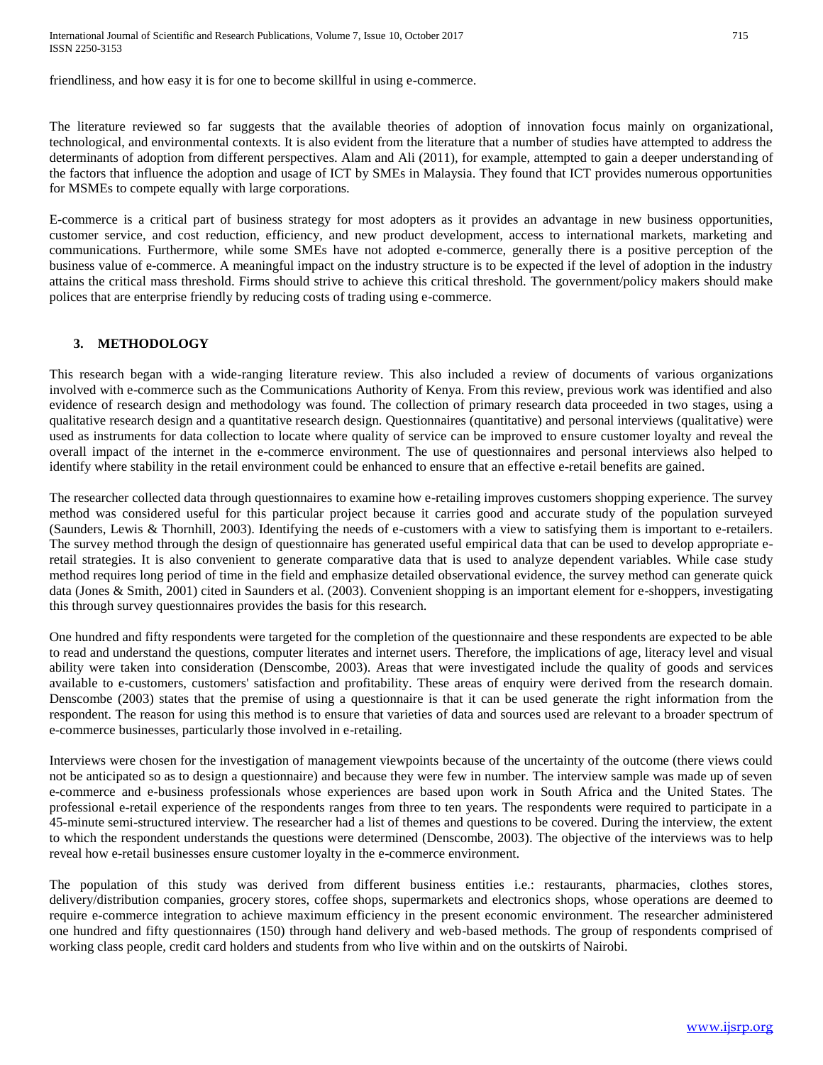friendliness, and how easy it is for one to become skillful in using e-commerce.

The literature reviewed so far suggests that the available theories of adoption of innovation focus mainly on organizational, technological, and environmental contexts. It is also evident from the literature that a number of studies have attempted to address the determinants of adoption from different perspectives. Alam and Ali (2011), for example, attempted to gain a deeper understanding of the factors that influence the adoption and usage of ICT by SMEs in Malaysia. They found that ICT provides numerous opportunities for MSMEs to compete equally with large corporations.

E-commerce is a critical part of business strategy for most adopters as it provides an advantage in new business opportunities, customer service, and cost reduction, efficiency, and new product development, access to international markets, marketing and communications. Furthermore, while some SMEs have not adopted e-commerce, generally there is a positive perception of the business value of e-commerce. A meaningful impact on the industry structure is to be expected if the level of adoption in the industry attains the critical mass threshold. Firms should strive to achieve this critical threshold. The government/policy makers should make polices that are enterprise friendly by reducing costs of trading using e-commerce.

## 3. METHODOLOGY

This research began with a wide-ranging literature review. This also included a review of documents of various organizations involved with e-commerce such as the Communications Authority of Kenya. From this review, previous work was identified and also evidence of research design and methodology was found. The collection of primary research data proceeded in two stages, using a qualitative research design and a quantitative research design. Questionnaires (quantitative) and personal interviews (qualitative) were used as instruments for data collection to locate where quality of service can be improved to ensure customer loyalty and reveal the overall impact of the internet in the e-commerce environment. The use of questionnaires and personal interviews also helped to identify where stability in the retail environment could be enhanced to ensure that an effective e-retail benefits are gained.

The researcher collected data through questionnaires to examine how e-retailing improves customers shopping experience. The survey method was considered useful for this particular project because it carries good and accurate study of the population surveyed (Saunders, Lewis & Thornhill, 2003). Identifying the needs of e-customers with a view to satisfying them is important to e-retailers. The survey method through the design of questionnaire has generated useful empirical data that can be used to develop appropriate e-retail strategies. It is also convenient to generate comparative data that is used to analyze dependent variables. While case study method requires long period of time in the field and emphasize detailed observational evidence, the survey method can generate quick data (Jones & Smith, 2001) cited in Saunders et al. (2003). Convenient shopping is an important element for e-shoppers, investigating this through survey questionnaires provides the basis for this research.

One hundred and fifty respondents were targeted for the completion of the questionnaire and these respondents are expected to be able to read and understand the questions, computer literates and internet users. Therefore, the implications of age, literacy level and visual ability were taken into consideration (Denscombe, 2003). Areas that were investigated include the quality of goods and services available to e-customers, customers' satisfaction and profitability. These areas of enquiry were derived from the research domain. Denscombe (2003) states that the premise of using a questionnaire is that it can be used generate the right information from the respondent. The reason for using this method is to ensure that varieties of data and sources used are relevant to a broader spectrum of e-commerce businesses, particularly those involved in e-retailing.

Interviews were chosen for the investigation of management viewpoints because of the uncertainty of the outcome (there views could not be anticipated so as to design a questionnaire) and because they were few in number. The interview sample was made up of seven e-commerce and e-business professionals whose experiences are based upon work in South Africa and the United States. The professional e-retail experience of the respondents ranges from three to ten years. The respondents were required to participate in a 45-minute semi-structured interview. The researcher had a list of themes and questions to be covered. During the interview, the extent to which the respondent understands the questions were determined (Denscombe, 2003). The objective of the interviews was to help reveal how e-retail businesses ensure customer loyalty in the e-commerce environment.

The population of this study was derived from different business entities i.e.: restaurants, pharmacies, clothes stores, delivery/distribution companies, grocery stores, coffee shops, supermarkets and electronics shops, whose operations are deemed to require e-commerce integration to achieve maximum efficiency in the present economic environment. The researcher administered one hundred and fifty questionnaires (150) through hand delivery and web-based methods. The group of respondents comprised of working class people, credit card holders and students from who live within and on the outskirts of Nairobi.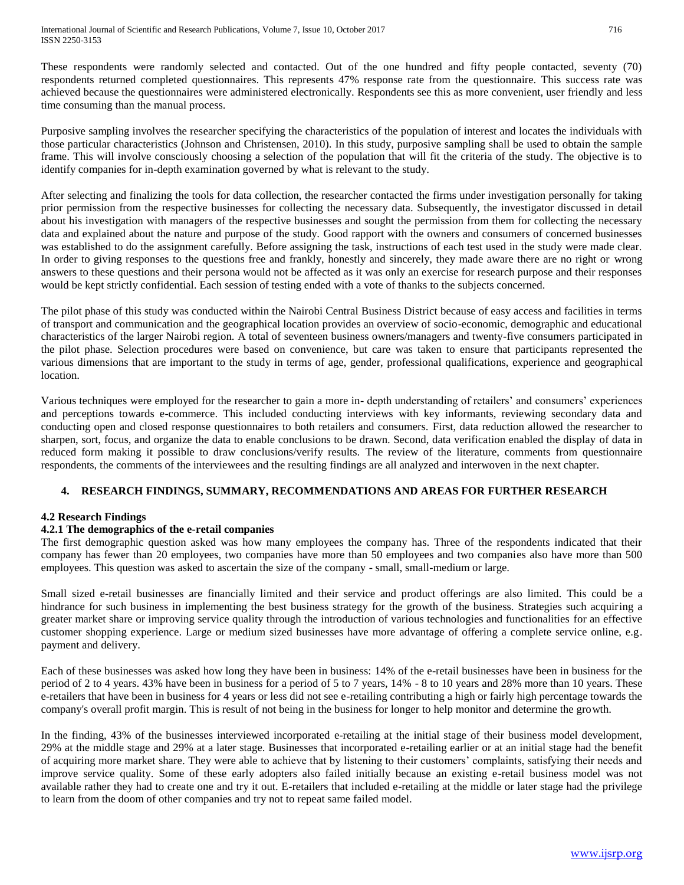These respondents were randomly selected and contacted. Out of the one hundred and fifty people contacted, seventy (70) respondents returned completed questionnaires. This represents 47% response rate from the questionnaire. This success rate was achieved because the questionnaires were administered electronically. Respondents see this as more convenient, user friendly and less time consuming than the manual process.

Purposive sampling involves the researcher specifying the characteristics of the population of interest and locates the individuals with those particular characteristics (Johnson and Christensen, 2010). In this study, purposive sampling shall be used to obtain the sample frame. This will involve consciously choosing a selection of the population that will fit the criteria of the study. The objective is to identify companies for in-depth examination governed by what is relevant to the study.

After selecting and finalizing the tools for data collection, the researcher contacted the firms under investigation personally for taking prior permission from the respective businesses for collecting the necessary data. Subsequently, the investigator discussed in detail about his investigation with managers of the respective businesses and sought the permission from them for collecting the necessary data and explained about the nature and purpose of the study. Good rapport with the owners and consumers of concerned businesses was established to do the assignment carefully. Before assigning the task, instructions of each test used in the study were made clear. In order to giving responses to the questions free and frankly, honestly and sincerely, they made aware there are no right or wrong answers to these questions and their persona would not be affected as it was only an exercise for research purpose and their responses would be kept strictly confidential. Each session of testing ended with a vote of thanks to the subjects concerned.

The pilot phase of this study was conducted within the Nairobi Central Business District because of easy access and facilities in terms of transport and communication and the geographical location provides an overview of socio-economic, demographic and educational characteristics of the larger Nairobi region. A total of seventeen business owners/managers and twenty-five consumers participated in the pilot phase. Selection procedures were based on convenience, but care was taken to ensure that participants represented the various dimensions that are important to the study in terms of age, gender, professional qualifications, experience and geographical location.

Various techniques were employed for the researcher to gain a more in- depth understanding of retailers' and consumers' experiences and perceptions towards e-commerce. This included conducting interviews with key informants, reviewing secondary data and conducting open and closed response questionnaires to both retailers and consumers. First, data reduction allowed the researcher to sharpen, sort, focus, and organize the data to enable conclusions to be drawn. Second, data verification enabled the display of data in reduced form making it possible to draw conclusions/verify results. The review of the literature, comments from questionnaire respondents, the comments of the interviewees and the resulting findings are all analyzed and interwoven in the next chapter.

## 4. RESEARCH FINDINGS, SUMMARY, RECOMMENDATIONS AND AREAS FOR FURTHER RESEARCH

### 4.2 Research Findings

#### 4.2.1 The demographics of the e-retail companies

The first demographic question asked was how many employees the company has. Three of the respondents indicated that their company has fewer than 20 employees, two companies have more than 50 employees and two companies also have more than 500 employees. This question was asked to ascertain the size of the company - small, small-medium or large.

Small sized e-retail businesses are financially limited and their service and product offerings are also limited. This could be a hindrance for such business in implementing the best business strategy for the growth of the business. Strategies such acquiring a greater market share or improving service quality through the introduction of various technologies and functionalities for an effective customer shopping experience. Large or medium sized businesses have more advantage of offering a complete service online, e.g. payment and delivery.

Each of these businesses was asked how long they have been in business: 14% of the e-retail businesses have been in business for the period of 2 to 4 years. 43% have been in business for a period of 5 to 7 years, 14% - 8 to 10 years and 28% more than 10 years. These e-retailers that have been in business for 4 years or less did not see e-retailing contributing a high or fairly high percentage towards the company's overall profit margin. This is result of not being in the business for longer to help monitor and determine the growth.

In the finding, 43% of the businesses interviewed incorporated e-retailing at the initial stage of their business model development, 29% at the middle stage and 29% at a later stage. Businesses that incorporated e-retailing earlier or at an initial stage had the benefit of acquiring more market share. They were able to achieve that by listening to their customers' complaints, satisfying their needs and improve service quality. Some of these early adopters also failed initially because an existing e-retail business model was not available rather they had to create one and try it out. E-retailers that included e-retailing at the middle or later stage had the privilege to learn from the doom of other companies and try not to repeat same failed model.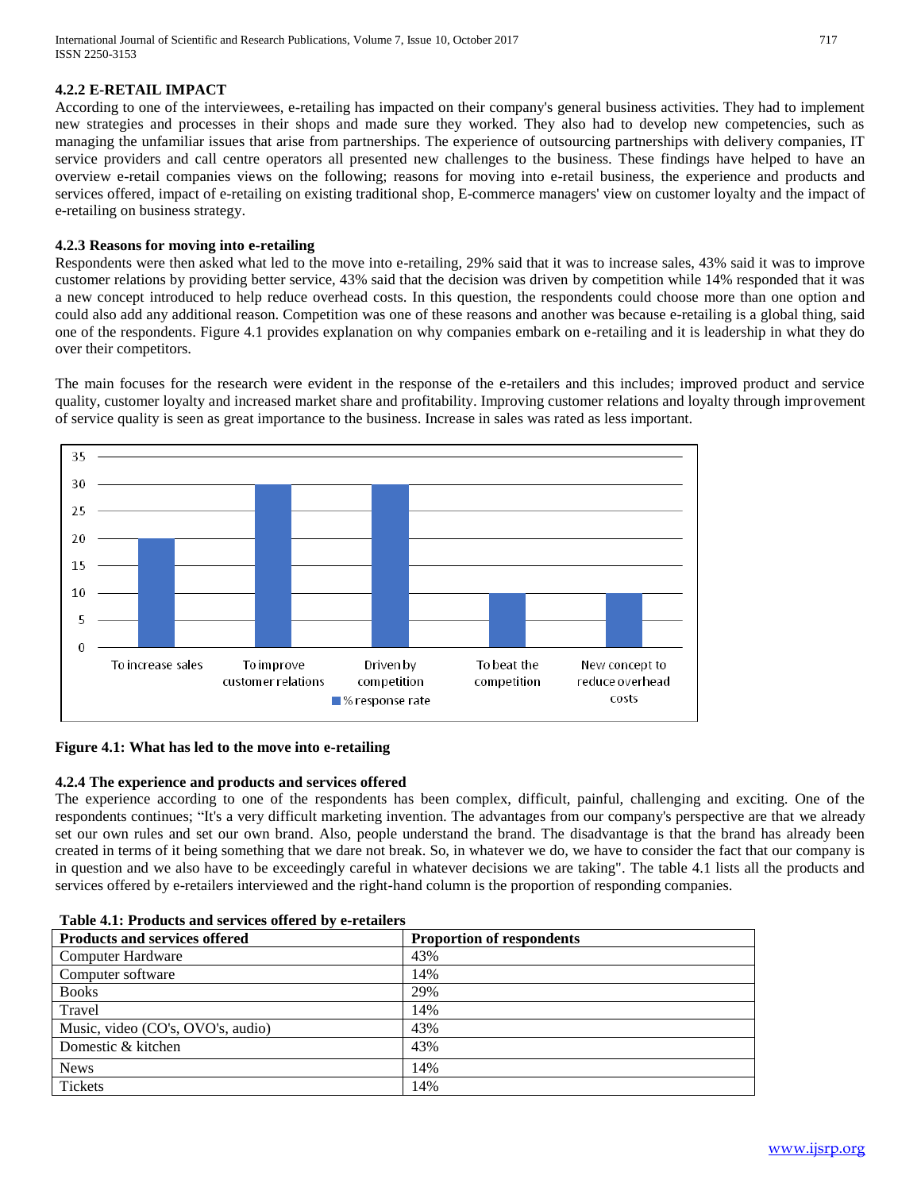#### 4.2.2 E-RETAIL IMPACT

According to one of the interviewees, e-retailing has impacted on their company's general business activities. They had to implement new strategies and processes in their shops and made sure they worked. They also had to develop new competencies, such as managing the unfamiliar issues that arise from partnerships. The experience of outsourcing partnerships with delivery companies, IT service providers and call centre operators all presented new challenges to the business. These findings have helped to have an overview e-retail companies views on the following; reasons for moving into e-retail business, the experience and products and services offered, impact of e-retailing on existing traditional shop, E-commerce managers' view on customer loyalty and the impact of e-retailing on business strategy.

#### 4.2.3 Reasons for moving into e-retailing

Respondents were then asked what led to the move into e-retailing, 29% said that it was to increase sales, 43% said it was to improve customer relations by providing better service, 43% said that the decision was driven by competition while 14% responded that it was a new concept introduced to help reduce overhead costs. In this question, the respondents could choose more than one option and could also add any additional reason. Competition was one of these reasons and another was because e-retailing is a global thing, said one of the respondents. Figure 4.1 provides explanation on why companies embark on e-retailing and it is leadership in what they do over their competitors.

The main focuses for the research were evident in the response of the e-retailers and this includes; improved product and service quality, customer loyalty and increased market share and profitability. Improving customer relations and loyalty through improvement of service quality is seen as great importance to the business. Increase in sales was rated as less important.

| | % response rate |
|---|---|
| To increase sales | 20 |
| To improve customer relations | 30 |
| Driven by competition | 30 |
| To beat the competition | 10 |
| New concept to reduce overhead costs | 10 |

**Figure 4.1: What has led to the move into e-retailing**

#### 4.2.4 The experience and products and services offered

The experience according to one of the respondents has been complex, difficult, painful, challenging and exciting. One of the respondents continues; "It's a very difficult marketing invention. The advantages from our company's perspective are that we already set our own rules and set our own brand. Also, people understand the brand. The disadvantage is that the brand has already been created in terms of it being something that we dare not break. So, in whatever we do, we have to consider the fact that our company is in question and we also have to be exceedingly careful in whatever decisions we are taking". The table 4.1 lists all the products and services offered by e-retailers interviewed and the right-hand column is the proportion of responding companies.

**Table 4.1: Products and services offered by e-retailers**

| Products and services offered | Proportion of respondents |
|---|---|
| Computer Hardware | 43% |
| Computer software | 14% |
| Books | 29% |
| Travel | 14% |
| Music, video (CO's, OVO's, audio) | 43% |
| Domestic & kitchen | 43% |
| News | 14% |
| Tickets | 14% |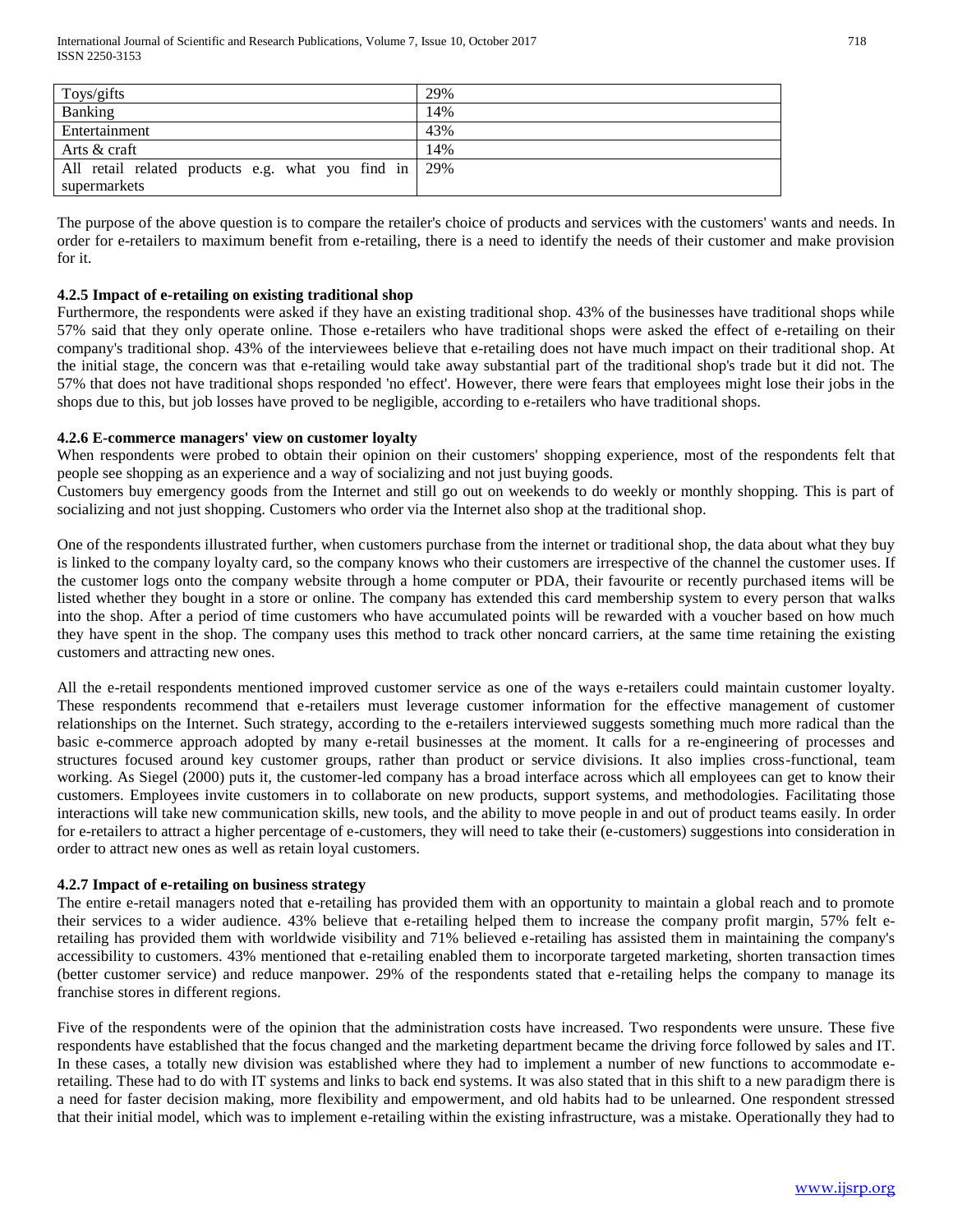| | |
|---|---|
| Toys/gifts | 29% |
| Banking | 14% |
| Entertainment | 43% |
| Arts & craft | 14% |
| All retail related products e.g. what you find in supermarkets | 29% |

The purpose of the above question is to compare the retailer's choice of products and services with the customers' wants and needs. In order for e-retailers to maximum benefit from e-retailing, there is a need to identify the needs of their customer and make provision for it.

### 4.2.5 Impact of e-retailing on existing traditional shop

Furthermore, the respondents were asked if they have an existing traditional shop. 43% of the businesses have traditional shops while 57% said that they only operate online. Those e-retailers who have traditional shops were asked the effect of e-retailing on their company's traditional shop. 43% of the interviewees believe that e-retailing does not have much impact on their traditional shop. At the initial stage, the concern was that e-retailing would take away substantial part of the traditional shop's trade but it did not. The 57% that does not have traditional shops responded 'no effect'. However, there were fears that employees might lose their jobs in the shops due to this, but job losses have proved to be negligible, according to e-retailers who have traditional shops.

### 4.2.6 E-commerce managers' view on customer loyalty

When respondents were probed to obtain their opinion on their customers' shopping experience, most of the respondents felt that people see shopping as an experience and a way of socializing and not just buying goods.

Customers buy emergency goods from the Internet and still go out on weekends to do weekly or monthly shopping. This is part of socializing and not just shopping. Customers who order via the Internet also shop at the traditional shop.

One of the respondents illustrated further, when customers purchase from the internet or traditional shop, the data about what they buy is linked to the company loyalty card, so the company knows who their customers are irrespective of the channel the customer uses. If the customer logs onto the company website through a home computer or PDA, their favourite or recently purchased items will be listed whether they bought in a store or online. The company has extended this card membership system to every person that walks into the shop. After a period of time customers who have accumulated points will be rewarded with a voucher based on how much they have spent in the shop. The company uses this method to track other noncard carriers, at the same time retaining the existing customers and attracting new ones.

All the e-retail respondents mentioned improved customer service as one of the ways e-retailers could maintain customer loyalty. These respondents recommend that e-retailers must leverage customer information for the effective management of customer relationships on the Internet. Such strategy, according to the e-retailers interviewed suggests something much more radical than the basic e-commerce approach adopted by many e-retail businesses at the moment. It calls for a re-engineering of processes and structures focused around key customer groups, rather than product or service divisions. It also implies cross-functional, team working. As Siegel (2000) puts it, the customer-led company has a broad interface across which all employees can get to know their customers. Employees invite customers in to collaborate on new products, support systems, and methodologies. Facilitating those interactions will take new communication skills, new tools, and the ability to move people in and out of product teams easily. In order for e-retailers to attract a higher percentage of e-customers, they will need to take their (e-customers) suggestions into consideration in order to attract new ones as well as retain loyal customers.

### 4.2.7 Impact of e-retailing on business strategy

The entire e-retail managers noted that e-retailing has provided them with an opportunity to maintain a global reach and to promote their services to a wider audience. 43% believe that e-retailing helped them to increase the company profit margin, 57% felt e-retailing has provided them with worldwide visibility and 71% believed e-retailing has assisted them in maintaining the company's accessibility to customers. 43% mentioned that e-retailing enabled them to incorporate targeted marketing, shorten transaction times (better customer service) and reduce manpower. 29% of the respondents stated that e-retailing helps the company to manage its franchise stores in different regions.

Five of the respondents were of the opinion that the administration costs have increased. Two respondents were unsure. These five respondents have established that the focus changed and the marketing department became the driving force followed by sales and IT. In these cases, a totally new division was established where they had to implement a number of new functions to accommodate e-retailing. These had to do with IT systems and links to back end systems. It was also stated that in this shift to a new paradigm there is a need for faster decision making, more flexibility and empowerment, and old habits had to be unlearned. One respondent stressed that their initial model, which was to implement e-retailing within the existing infrastructure, was a mistake. Operationally they had to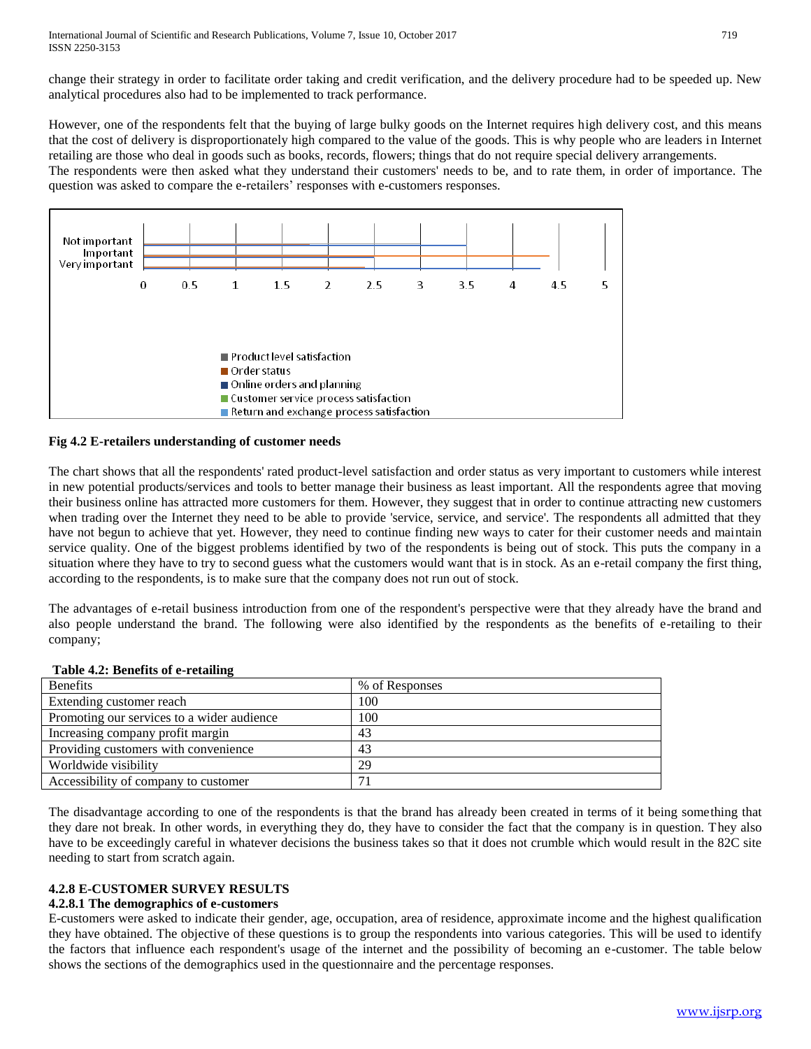change their strategy in order to facilitate order taking and credit verification, and the delivery procedure had to be speeded up. New analytical procedures also had to be implemented to track performance.

However, one of the respondents felt that the buying of large bulky goods on the Internet requires high delivery cost, and this means that the cost of delivery is disproportionately high compared to the value of the goods. This is why people who are leaders in Internet retailing are those who deal in goods such as books, records, flowers; things that do not require special delivery arrangements.
The respondents were then asked what they understand their customers' needs to be, and to rate them, in order of importance. The question was asked to compare the e-retailers' responses with e-customers responses.

**Fig 4.2 E-retailers understanding of customer needs**

The chart shows that all the respondents' rated product-level satisfaction and order status as very important to customers while interest in new potential products/services and tools to better manage their business as least important. All the respondents agree that moving their business online has attracted more customers for them. However, they suggest that in order to continue attracting new customers when trading over the Internet they need to be able to provide 'service, service, and service'. The respondents all admitted that they have not begun to achieve that yet. However, they need to continue finding new ways to cater for their customer needs and maintain service quality. One of the biggest problems identified by two of the respondents is being out of stock. This puts the company in a situation where they have to try to second guess what the customers would want that is in stock. As an e-retail company the first thing, according to the respondents, is to make sure that the company does not run out of stock.

The advantages of e-retail business introduction from one of the respondent's perspective were that they already have the brand and also people understand the brand. The following were also identified by the respondents as the benefits of e-retailing to their company;

**Table 4.2: Benefits of e-retailing**

| Benefits | % of Responses |
|---|---|
| Extending customer reach | 100 |
| Promoting our services to a wider audience | 100 |
| Increasing company profit margin | 43 |
| Providing customers with convenience | 43 |
| Worldwide visibility | 29 |
| Accessibility of company to customer | 71 |

The disadvantage according to one of the respondents is that the brand has already been created in terms of it being something that they dare not break. In other words, in everything they do, they have to consider the fact that the company is in question. They also have to be exceedingly careful in whatever decisions the business takes so that it does not crumble which would result in the 82C site needing to start from scratch again.

### 4.2.8 E-CUSTOMER SURVEY RESULTS

#### 4.2.8.1 The demographics of e-customers

E-customers were asked to indicate their gender, age, occupation, area of residence, approximate income and the highest qualification they have obtained. The objective of these questions is to group the respondents into various categories. This will be used to identify the factors that influence each respondent's usage of the internet and the possibility of becoming an e-customer. The table below shows the sections of the demographics used in the questionnaire and the percentage responses.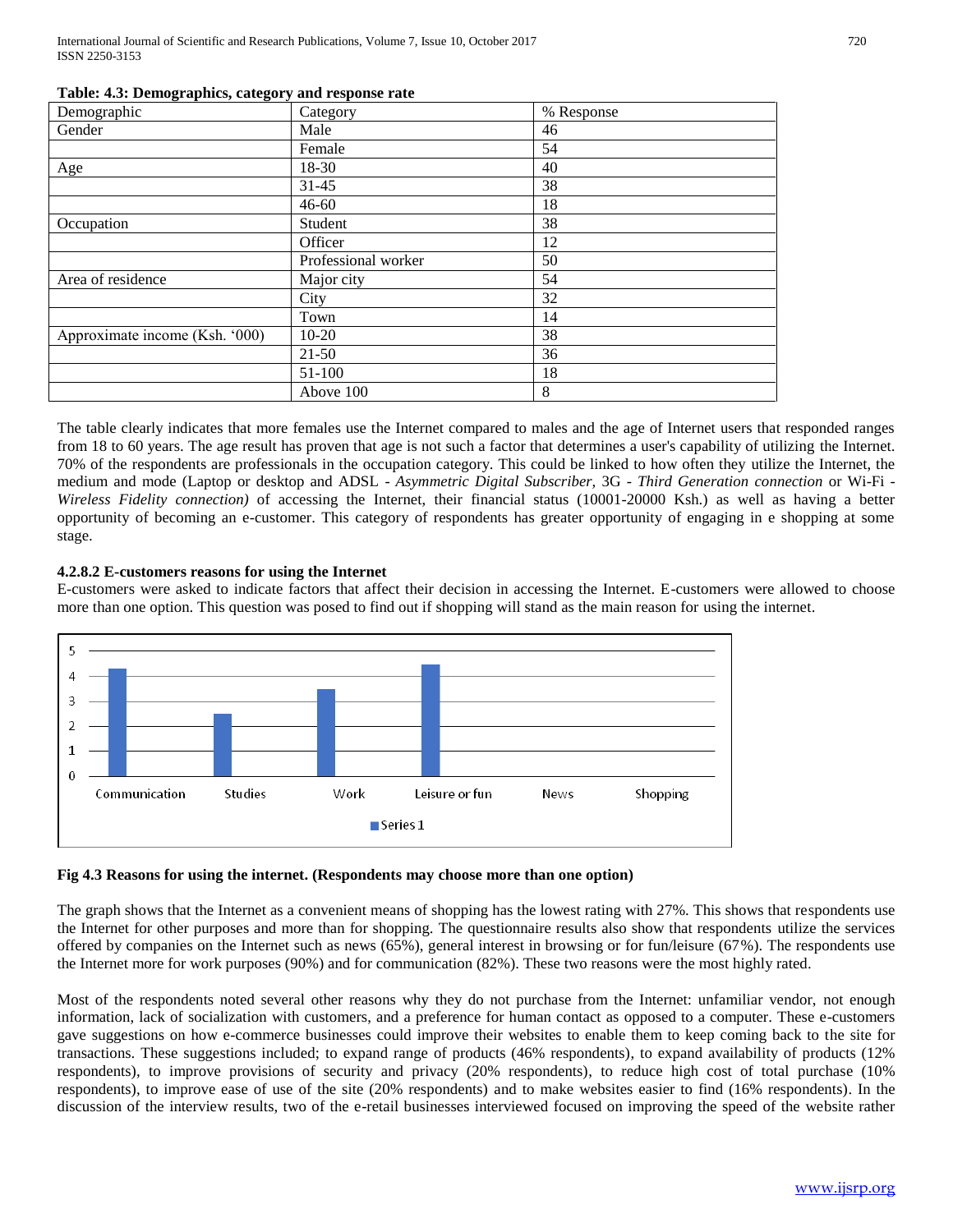**Table: 4.3: Demographics, category and response rate**

| Demographic | Category | % Response |
|---|---|---|
| Gender | Male | 46 |
| | Female | 54 |
| Age | 18-30 | 40 |
| | 31-45 | 38 |
| | 46-60 | 18 |
| Occupation | Student | 38 |
| | Officer | 12 |
| | Professional worker | 50 |
| Area of residence | Major city | 54 |
| | City | 32 |
| | Town | 14 |
| Approximate income (Ksh. '000) | 10-20 | 38 |
| | 21-50 | 36 |
| | 51-100 | 18 |
| | Above 100 | 8 |

The table clearly indicates that more females use the Internet compared to males and the age of Internet users that responded ranges from 18 to 60 years. The age result has proven that age is not such a factor that determines a user's capability of utilizing the Internet. 70% of the respondents are professionals in the occupation category. This could be linked to how often they utilize the Internet, the medium and mode (Laptop or desktop and ADSL - *Asymmetric Digital Subscriber,* 3G - *Third Generation connection* or Wi-Fi - *Wireless Fidelity connection)* of accessing the Internet, their financial status (10001-20000 Ksh.) as well as having a better opportunity of becoming an e-customer. This category of respondents has greater opportunity of engaging in e shopping at some stage.

#### 4.2.8.2 E-customers reasons for using the Internet

E-customers were asked to indicate factors that affect their decision in accessing the Internet. E-customers were allowed to choose more than one option. This question was posed to find out if shopping will stand as the main reason for using the internet.

**Fig 4.3 Reasons for using the internet. (Respondents may choose more than one option)**

The graph shows that the Internet as a convenient means of shopping has the lowest rating with 27%. This shows that respondents use the Internet for other purposes and more than for shopping. The questionnaire results also show that respondents utilize the services offered by companies on the Internet such as news (65%), general interest in browsing or for fun/leisure (67%). The respondents use the Internet more for work purposes (90%) and for communication (82%). These two reasons were the most highly rated.

Most of the respondents noted several other reasons why they do not purchase from the Internet: unfamiliar vendor, not enough information, lack of socialization with customers, and a preference for human contact as opposed to a computer. These e-customers gave suggestions on how e-commerce businesses could improve their websites to enable them to keep coming back to the site for transactions. These suggestions included; to expand range of products (46% respondents), to expand availability of products (12% respondents), to improve provisions of security and privacy (20% respondents), to reduce high cost of total purchase (10% respondents), to improve ease of use of the site (20% respondents) and to make websites easier to find (16% respondents). In the discussion of the interview results, two of the e-retail businesses interviewed focused on improving the speed of the website rather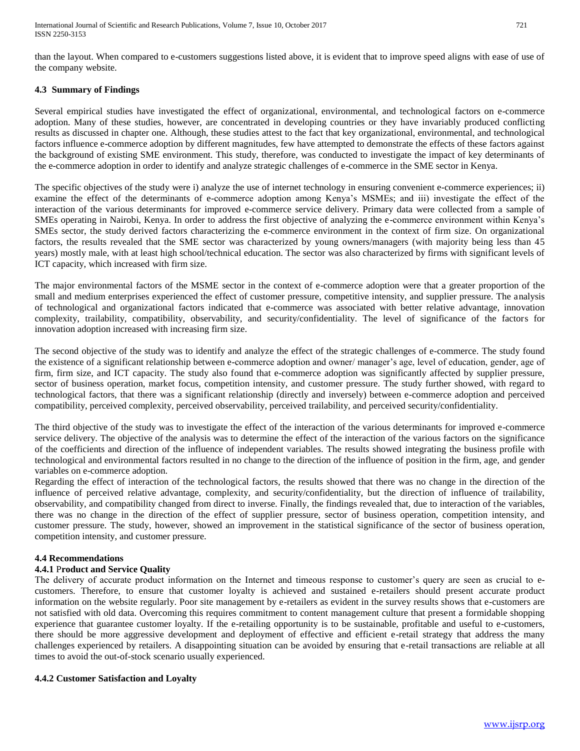than the layout. When compared to e-customers suggestions listed above, it is evident that to improve speed aligns with ease of use of the company website.

### 4.3 Summary of Findings

Several empirical studies have investigated the effect of organizational, environmental, and technological factors on e-commerce adoption. Many of these studies, however, are concentrated in developing countries or they have invariably produced conflicting results as discussed in chapter one. Although, these studies attest to the fact that key organizational, environmental, and technological factors influence e-commerce adoption by different magnitudes, few have attempted to demonstrate the effects of these factors against the background of existing SME environment. This study, therefore, was conducted to investigate the impact of key determinants of the e-commerce adoption in order to identify and analyze strategic challenges of e-commerce in the SME sector in Kenya.

The specific objectives of the study were i) analyze the use of internet technology in ensuring convenient e-commerce experiences; ii) examine the effect of the determinants of e-commerce adoption among Kenya's MSMEs; and iii) investigate the effect of the interaction of the various determinants for improved e-commerce service delivery. Primary data were collected from a sample of SMEs operating in Nairobi, Kenya. In order to address the first objective of analyzing the e-commerce environment within Kenya's SMEs sector, the study derived factors characterizing the e-commerce environment in the context of firm size. On organizational factors, the results revealed that the SME sector was characterized by young owners/managers (with majority being less than 45 years) mostly male, with at least high school/technical education. The sector was also characterized by firms with significant levels of ICT capacity, which increased with firm size.

The major environmental factors of the MSME sector in the context of e-commerce adoption were that a greater proportion of the small and medium enterprises experienced the effect of customer pressure, competitive intensity, and supplier pressure. The analysis of technological and organizational factors indicated that e-commerce was associated with better relative advantage, innovation complexity, trailability, compatibility, observability, and security/confidentiality. The level of significance of the factors for innovation adoption increased with increasing firm size.

The second objective of the study was to identify and analyze the effect of the strategic challenges of e-commerce. The study found the existence of a significant relationship between e-commerce adoption and owner/ manager's age, level of education, gender, age of firm, firm size, and ICT capacity. The study also found that e-commerce adoption was significantly affected by supplier pressure, sector of business operation, market focus, competition intensity, and customer pressure. The study further showed, with regard to technological factors, that there was a significant relationship (directly and inversely) between e-commerce adoption and perceived compatibility, perceived complexity, perceived observability, perceived trailability, and perceived security/confidentiality.

The third objective of the study was to investigate the effect of the interaction of the various determinants for improved e-commerce service delivery. The objective of the analysis was to determine the effect of the interaction of the various factors on the significance of the coefficients and direction of the influence of independent variables. The results showed integrating the business profile with technological and environmental factors resulted in no change to the direction of the influence of position in the firm, age, and gender variables on e-commerce adoption.

Regarding the effect of interaction of the technological factors, the results showed that there was no change in the direction of the influence of perceived relative advantage, complexity, and security/confidentiality, but the direction of influence of trailability, observability, and compatibility changed from direct to inverse. Finally, the findings revealed that, due to interaction of the variables, there was no change in the direction of the effect of supplier pressure, sector of business operation, competition intensity, and customer pressure. The study, however, showed an improvement in the statistical significance of the sector of business operation, competition intensity, and customer pressure.

### 4.4 Recommendations

#### 4.4.1 Product and Service Quality

The delivery of accurate product information on the Internet and timeous response to customer's query are seen as crucial to e-customers. Therefore, to ensure that customer loyalty is achieved and sustained e-retailers should present accurate product information on the website regularly. Poor site management by e-retailers as evident in the survey results shows that e-customers are not satisfied with old data. Overcoming this requires commitment to content management culture that present a formidable shopping experience that guarantee customer loyalty. If the e-retailing opportunity is to be sustainable, profitable and useful to e-customers, there should be more aggressive development and deployment of effective and efficient e-retail strategy that address the many challenges experienced by retailers. A disappointing situation can be avoided by ensuring that e-retail transactions are reliable at all times to avoid the out-of-stock scenario usually experienced.

#### 4.4.2 Customer Satisfaction and Loyalty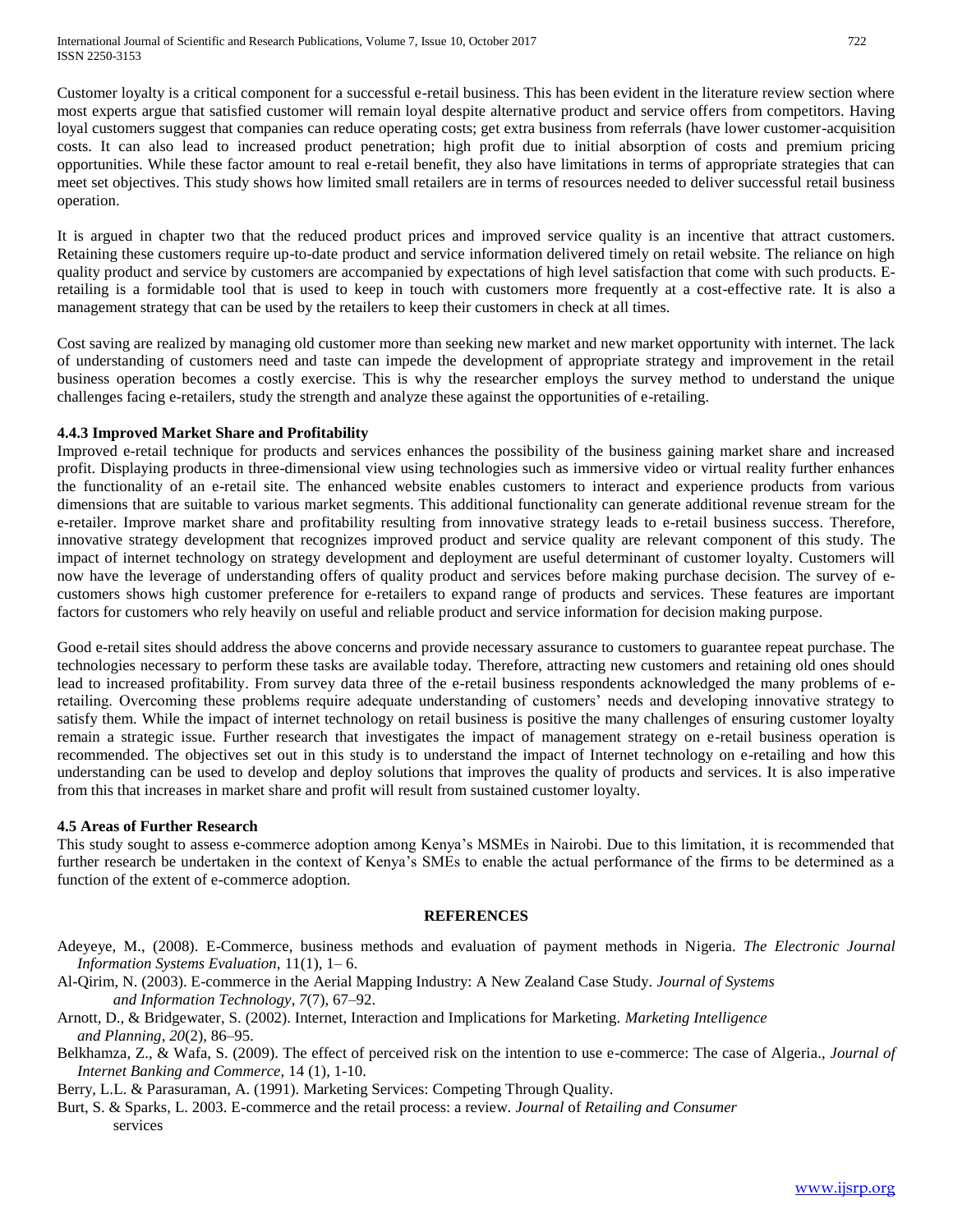Customer loyalty is a critical component for a successful e-retail business. This has been evident in the literature review section where most experts argue that satisfied customer will remain loyal despite alternative product and service offers from competitors. Having loyal customers suggest that companies can reduce operating costs; get extra business from referrals (have lower customer-acquisition costs. It can also lead to increased product penetration; high profit due to initial absorption of costs and premium pricing opportunities. While these factor amount to real e-retail benefit, they also have limitations in terms of appropriate strategies that can meet set objectives. This study shows how limited small retailers are in terms of resources needed to deliver successful retail business operation.

It is argued in chapter two that the reduced product prices and improved service quality is an incentive that attract customers. Retaining these customers require up-to-date product and service information delivered timely on retail website. The reliance on high quality product and service by customers are accompanied by expectations of high level satisfaction that come with such products. E-retailing is a formidable tool that is used to keep in touch with customers more frequently at a cost-effective rate. It is also a management strategy that can be used by the retailers to keep their customers in check at all times.

Cost saving are realized by managing old customer more than seeking new market and new market opportunity with internet. The lack of understanding of customers need and taste can impede the development of appropriate strategy and improvement in the retail business operation becomes a costly exercise. This is why the researcher employs the survey method to understand the unique challenges facing e-retailers, study the strength and analyze these against the opportunities of e-retailing.

### 4.4.3 Improved Market Share and Profitability

Improved e-retail technique for products and services enhances the possibility of the business gaining market share and increased profit. Displaying products in three-dimensional view using technologies such as immersive video or virtual reality further enhances the functionality of an e-retail site. The enhanced website enables customers to interact and experience products from various dimensions that are suitable to various market segments. This additional functionality can generate additional revenue stream for the e-retailer. Improve market share and profitability resulting from innovative strategy leads to e-retail business success. Therefore, innovative strategy development that recognizes improved product and service quality are relevant component of this study. The impact of internet technology on strategy development and deployment are useful determinant of customer loyalty. Customers will now have the leverage of understanding offers of quality product and services before making purchase decision. The survey of e-customers shows high customer preference for e-retailers to expand range of products and services. These features are important factors for customers who rely heavily on useful and reliable product and service information for decision making purpose.

Good e-retail sites should address the above concerns and provide necessary assurance to customers to guarantee repeat purchase. The technologies necessary to perform these tasks are available today. Therefore, attracting new customers and retaining old ones should lead to increased profitability. From survey data three of the e-retail business respondents acknowledged the many problems of e-retailing. Overcoming these problems require adequate understanding of customers' needs and developing innovative strategy to satisfy them. While the impact of internet technology on retail business is positive the many challenges of ensuring customer loyalty remain a strategic issue. Further research that investigates the impact of management strategy on e-retail business operation is recommended. The objectives set out in this study is to understand the impact of Internet technology on e-retailing and how this understanding can be used to develop and deploy solutions that improves the quality of products and services. It is also imperative from this that increases in market share and profit will result from sustained customer loyalty.

### 4.5 Areas of Further Research

This study sought to assess e-commerce adoption among Kenya's MSMEs in Nairobi. Due to this limitation, it is recommended that further research be undertaken in the context of Kenya's SMEs to enable the actual performance of the firms to be determined as a function of the extent of e-commerce adoption.

## REFERENCES

Adeyeye, M., (2008). E-Commerce, business methods and evaluation of payment methods in Nigeria. *The Electronic Journal Information Systems Evaluation,* 11(1), 1– 6.

Al-Qirim, N. (2003). E-commerce in the Aerial Mapping Industry: A New Zealand Case Study. *Journal of Systems and Information Technology*, *7*(7), 67–92.

Arnott, D., & Bridgewater, S. (2002). Internet, Interaction and Implications for Marketing. *Marketing Intelligence and Planning*, *20*(2), 86–95.

Belkhamza, Z., & Wafa, S. (2009). The effect of perceived risk on the intention to use e-commerce: The case of Algeria., *Journal of Internet Banking and Commerce,* 14 (1), 1-10.

Berry, L.L. & Parasuraman, A. (1991). Marketing Services: Competing Through Quality.

Burt, S. & Sparks, L. 2003. E-commerce and the retail process: a review. *Journal* of *Retailing and Consumer* services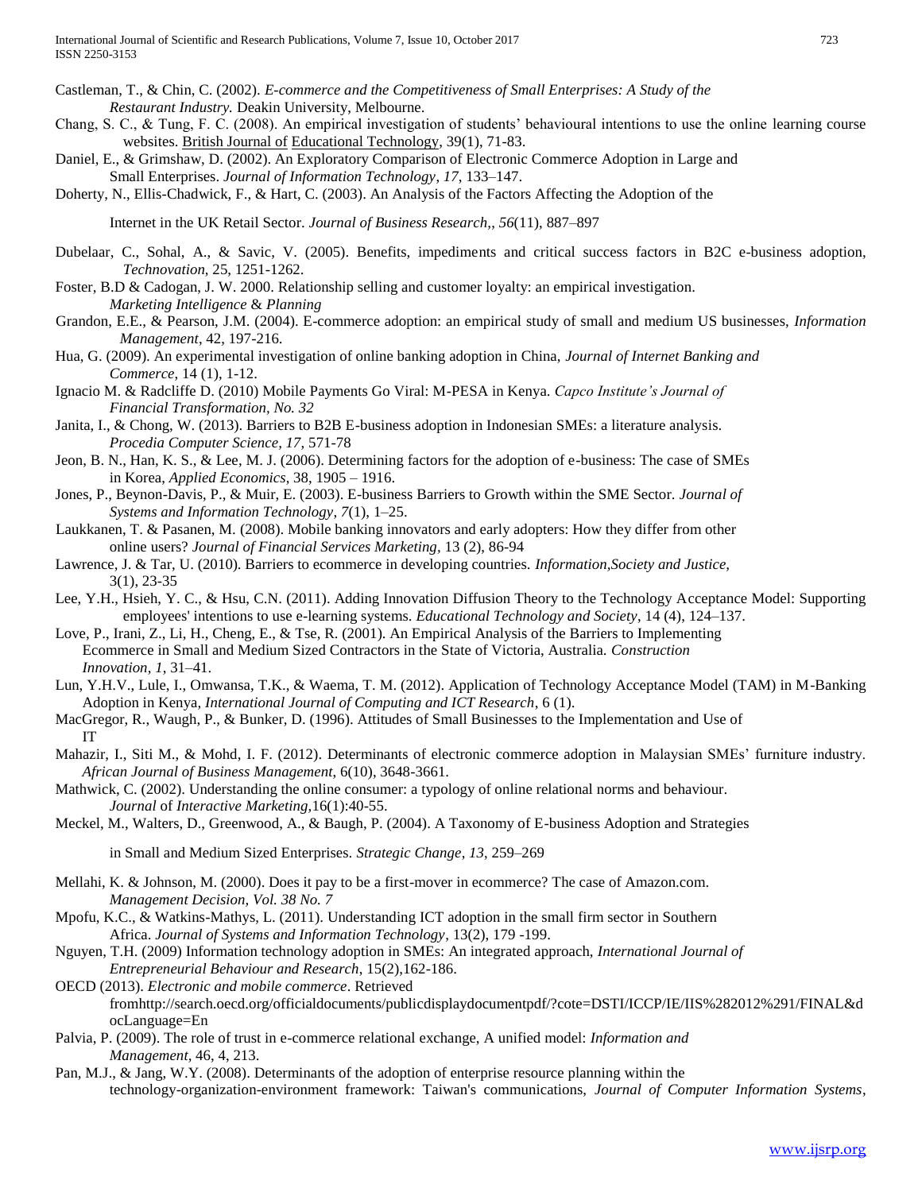Castleman, T., & Chin, C. (2002). *E-commerce and the Competitiveness of Small Enterprises: A Study of the Restaurant Industry.* Deakin University, Melbourne.

Chang, S. C., & Tung, F. C. (2008). An empirical investigation of students' behavioural intentions to use the online learning course websites. British Journal of Educational Technology, 39(1), 71-83.

Daniel, E., & Grimshaw, D. (2002). An Exploratory Comparison of Electronic Commerce Adoption in Large and Small Enterprises. *Journal of Information Technology*, *17*, 133–147.

Doherty, N., Ellis-Chadwick, F., & Hart, C. (2003). An Analysis of the Factors Affecting the Adoption of the Internet in the UK Retail Sector. *Journal of Business Research,*, *56*(11), 887–897

Dubelaar, C., Sohal, A., & Savic, V. (2005). Benefits, impediments and critical success factors in B2C e-business adoption, *Technovation*, 25, 1251-1262.

Foster, B.D & Cadogan, J. W. 2000. Relationship selling and customer loyalty: an empirical investigation. *Marketing Intelligence* & *Planning*

Grandon, E.E., & Pearson, J.M. (2004). E-commerce adoption: an empirical study of small and medium US businesses, *Information Management*, 42, 197-216.

Hua, G. (2009). An experimental investigation of online banking adoption in China, *Journal of Internet Banking and Commerce*, 14 (1), 1-12.

Ignacio M. & Radcliffe D. (2010) Mobile Payments Go Viral: M-PESA in Kenya. *Capco Institute's Journal of Financial Transformation, No. 32*

Janita, I., & Chong, W. (2013). Barriers to B2B E-business adoption in Indonesian SMEs: a literature analysis. *Procedia Computer Science*, *17*, 571-78

Jeon, B. N., Han, K. S., & Lee, M. J. (2006). Determining factors for the adoption of e-business: The case of SMEs in Korea, *Applied Economics*, 38, 1905 – 1916.

Jones, P., Beynon-Davis, P., & Muir, E. (2003). E-business Barriers to Growth within the SME Sector. *Journal of Systems and Information Technology*, *7*(1), 1–25.

Laukkanen, T. & Pasanen, M. (2008). Mobile banking innovators and early adopters: How they differ from other online users? *Journal of Financial Services Marketing,* 13 (2), 86-94

Lawrence, J. & Tar, U. (2010). Barriers to ecommerce in developing countries. *Information,Society and Justice,* 3(1), 23-35

Lee, Y.H., Hsieh, Y. C., & Hsu, C.N. (2011). Adding Innovation Diffusion Theory to the Technology Acceptance Model: Supporting employees' intentions to use e-learning systems. *Educational Technology and Society*, 14 (4), 124–137.

Love, P., Irani, Z., Li, H., Cheng, E., & Tse, R. (2001). An Empirical Analysis of the Barriers to Implementing Ecommerce in Small and Medium Sized Contractors in the State of Victoria, Australia. *Construction Innovation*, *1*, 31–41.

Lun, Y.H.V., Lule, I., Omwansa, T.K., & Waema, T. M. (2012). Application of Technology Acceptance Model (TAM) in M-Banking Adoption in Kenya, *International Journal of Computing and ICT Research*, 6 (1).

MacGregor, R., Waugh, P., & Bunker, D. (1996). Attitudes of Small Businesses to the Implementation and Use of IT

Mahazir, I., Siti M., & Mohd, I. F. (2012). Determinants of electronic commerce adoption in Malaysian SMEs' furniture industry. *African Journal of Business Management*, 6(10), 3648-3661.

Mathwick, C. (2002). Understanding the online consumer: a typology of online relational norms and behaviour. *Journal* of *Interactive Marketing*,16(1):40-55.

Meckel, M., Walters, D., Greenwood, A., & Baugh, P. (2004). A Taxonomy of E-business Adoption and Strategies in Small and Medium Sized Enterprises. *Strategic Change*, *13*, 259–269

Mellahi, K. & Johnson, M. (2000). Does it pay to be a first-mover in ecommerce? The case of Amazon.com. *Management Decision, Vol. 38 No. 7*

Mpofu, K.C., & Watkins-Mathys, L. (2011). Understanding ICT adoption in the small firm sector in Southern Africa. *Journal of Systems and Information Technology*, 13(2), 179 -199.

Nguyen, T.H. (2009) Information technology adoption in SMEs: An integrated approach, *International Journal of Entrepreneurial Behaviour and Research*, 15(2),162-186.

OECD (2013). *Electronic and mobile commerce*. Retrieved fromhttp://search.oecd.org/officialdocuments/publicdisplaydocumentpdf/?cote=DSTI/ICCP/IE/IIS%282012%291/FINAL&docLanguage=En

Palvia, P. (2009). The role of trust in e-commerce relational exchange, A unified model: *Information and Management*, 46, 4, 213.

Pan, M.J., & Jang, W.Y. (2008). Determinants of the adoption of enterprise resource planning within the technology-organization-environment framework: Taiwan's communications, *Journal of Computer Information Systems*,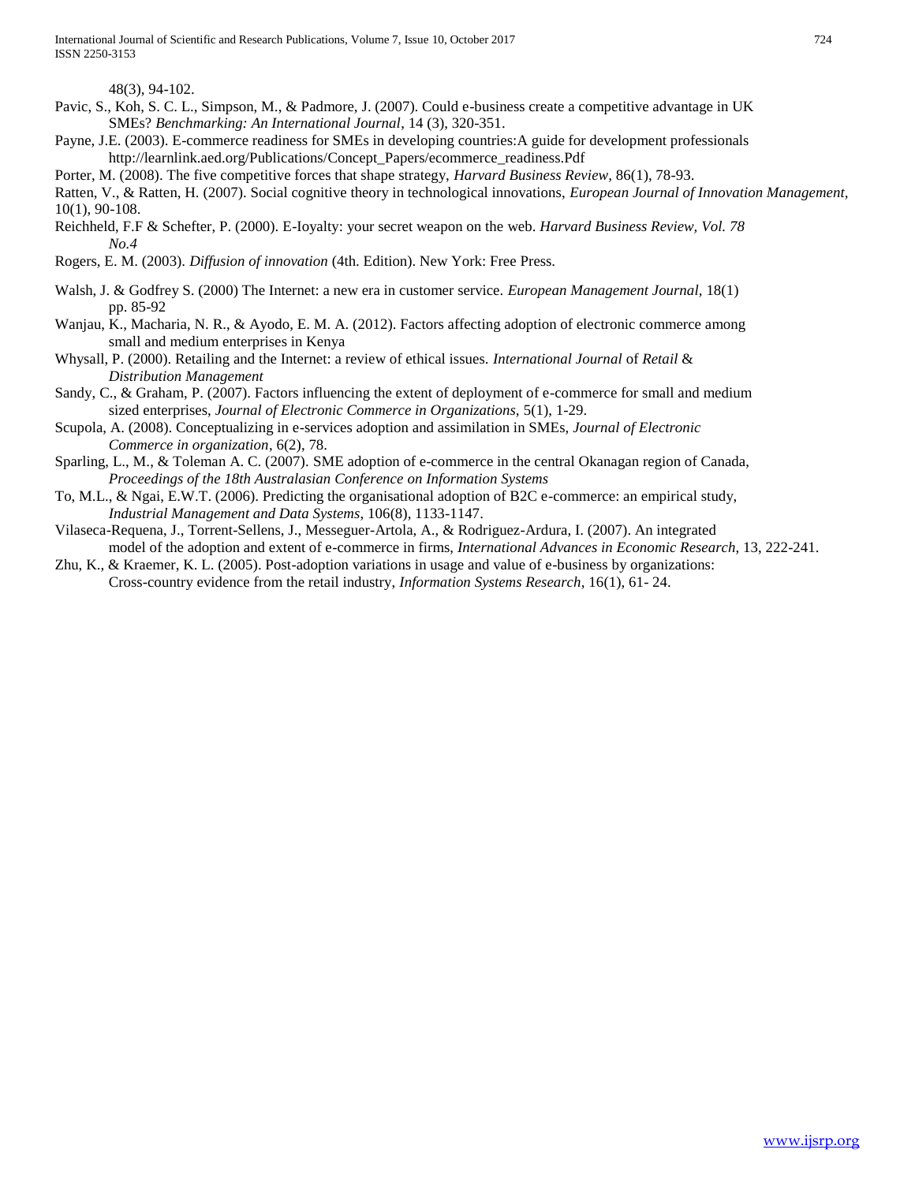48(3), 94-102.

Pavic, S., Koh, S. C. L., Simpson, M., & Padmore, J. (2007). Could e-business create a competitive advantage in UK SMEs? *Benchmarking: An International Journal*, 14 (3), 320-351.

Payne, J.E. (2003). E-commerce readiness for SMEs in developing countries:A guide for development professionals http://learnlink.aed.org/Publications/Concept_Papers/ecommerce_readiness.Pdf

Porter, M. (2008). The five competitive forces that shape strategy, *Harvard Business Review*, 86(1), 78-93.

Ratten, V., & Ratten, H. (2007). Social cognitive theory in technological innovations, *European Journal of Innovation Management*, 10(1), 90-108.

Reichheld, F.F & Schefter, P. (2000). E-Ioyalty: your secret weapon on the web. *Harvard Business Review, Vol. 78 No.4*

Rogers, E. M. (2003). *Diffusion of innovation* (4th. Edition). New York: Free Press.

Walsh, J. & Godfrey S. (2000) The Internet: a new era in customer service. *European Management Journal*, 18(1) pp. 85-92

Wanjau, K., Macharia, N. R., & Ayodo, E. M. A. (2012). Factors affecting adoption of electronic commerce among small and medium enterprises in Kenya

Whysall, P. (2000). Retailing and the Internet: a review of ethical issues. *International Journal* of *Retail* & *Distribution Management*

Sandy, C., & Graham, P. (2007). Factors influencing the extent of deployment of e-commerce for small and medium sized enterprises, *Journal of Electronic Commerce in Organizations*, 5(1), 1-29.

Scupola, A. (2008). Conceptualizing in e-services adoption and assimilation in SMEs, *Journal of Electronic Commerce in organization*, 6(2), 78.

Sparling, L., M., & Toleman A. C. (2007). SME adoption of e-commerce in the central Okanagan region of Canada, *Proceedings of the 18th Australasian Conference on Information Systems*

To, M.L., & Ngai, E.W.T. (2006). Predicting the organisational adoption of B2C e-commerce: an empirical study, *Industrial Management and Data Systems*, 106(8), 1133-1147.

Vilaseca-Requena, J., Torrent-Sellens, J., Messeguer-Artola, A., & Rodriguez-Ardura, I. (2007). An integrated model of the adoption and extent of e-commerce in firms, *International Advances in Economic Research*, 13, 222-241.

Zhu, K., & Kraemer, K. L. (2005). Post-adoption variations in usage and value of e-business by organizations: Cross-country evidence from the retail industry, *Information Systems Research*, 16(1), 61- 24.